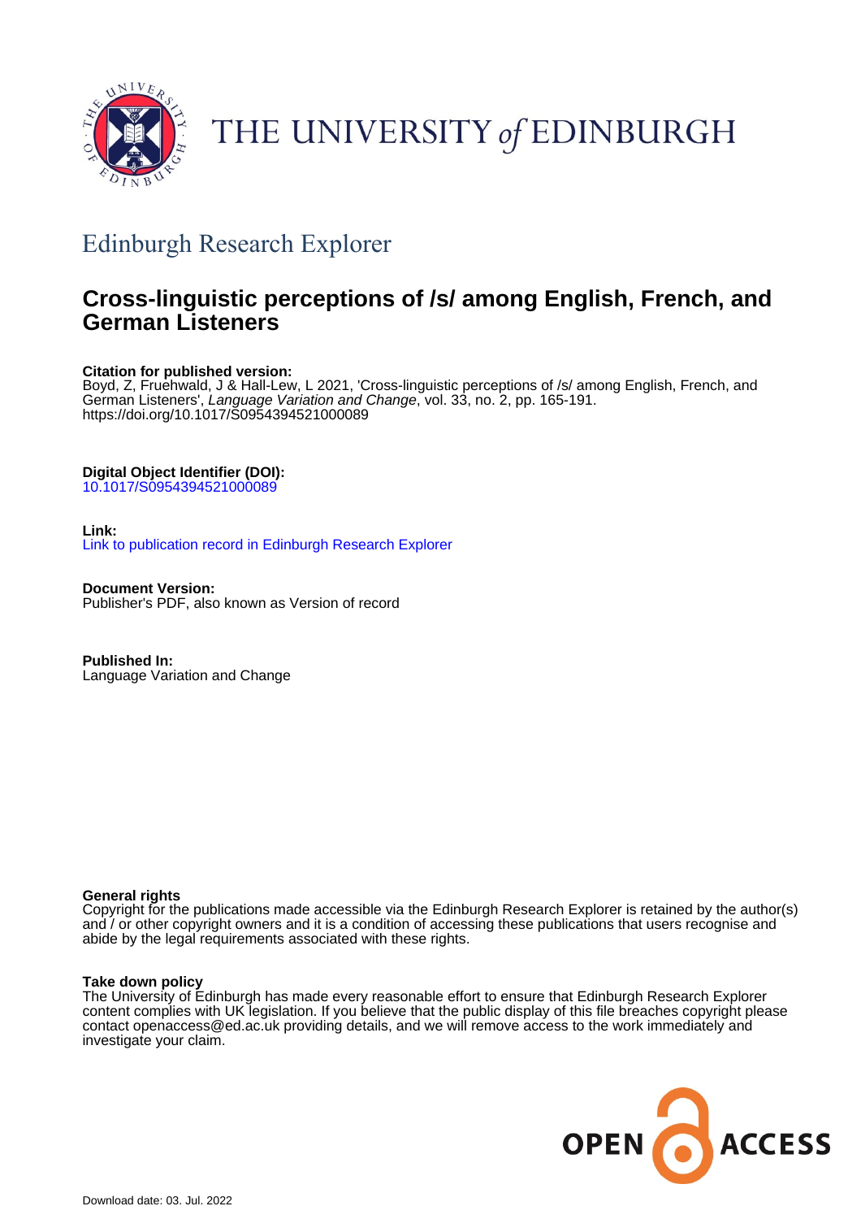THE UNIVERSITY of EDINBURGH

## Edinburgh Research Explorer

# Cross-linguistic perceptions of /s/ among English, French, and German Listeners

**Citation for published version:**
Boyd, Z, Fruehwald, J & Hall-Lew, L 2021, 'Cross-linguistic perceptions of /s/ among English, French, and German Listeners', *Language Variation and Change*, vol. 33, no. 2, pp. 165-191. https://doi.org/10.1017/S0954394521000089

**Digital Object Identifier (DOI):**
10.1017/S0954394521000089

**Link:**
Link to publication record in Edinburgh Research Explorer

**Document Version:**
Publisher's PDF, also known as Version of record

**Published In:**
Language Variation and Change

**General rights**
Copyright for the publications made accessible via the Edinburgh Research Explorer is retained by the author(s) and / or other copyright owners and it is a condition of accessing these publications that users recognise and abide by the legal requirements associated with these rights.

**Take down policy**
The University of Edinburgh has made every reasonable effort to ensure that Edinburgh Research Explorer content complies with UK legislation. If you believe that the public display of this file breaches copyright please contact openaccess@ed.ac.uk providing details, and we will remove access to the work immediately and investigate your claim.

OPEN ACCESS

Download date: 03. Jul. 2022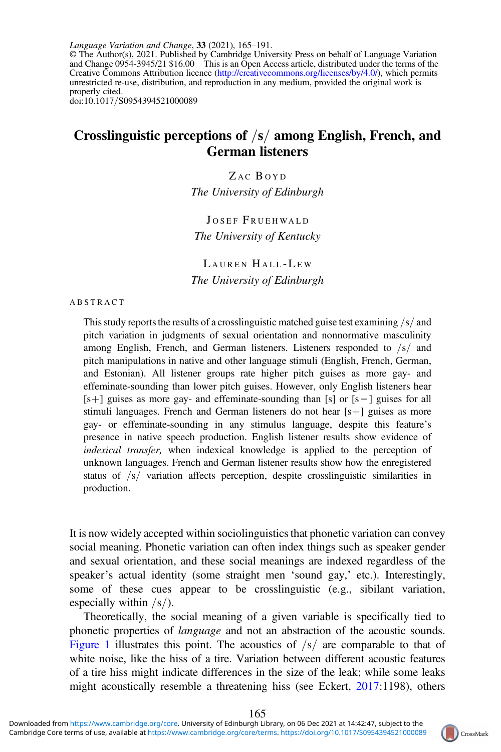*Language Variation and Change*, **33** (2021), 165–191.
© The Author(s), 2021. Published by Cambridge University Press on behalf of Language Variation and Change 0954-3945/21 $16.00 This is an Open Access article, distributed under the terms of the Creative Commons Attribution licence (http://creativecommons.org/licenses/by/4.0/), which permits unrestricted re-use, distribution, and reproduction in any medium, provided the original work is properly cited.
doi:10.1017/S0954394521000089

# Crosslinguistic perceptions of /s/ among English, French, and German listeners

ZAC BOYD
*The University of Edinburgh*

JOSEF FRUEHWALD
*The University of Kentucky*

LAUREN HALL-LEW
*The University of Edinburgh*

ABSTRACT

This study reports the results of a crosslinguistic matched guise test examining /s/ and pitch variation in judgments of sexual orientation and nonnormative masculinity among English, French, and German listeners. Listeners responded to /s/ and pitch manipulations in native and other language stimuli (English, French, German, and Estonian). All listener groups rate higher pitch guises as more gay- and effeminate-sounding than lower pitch guises. However, only English listeners hear [s+] guises as more gay- and effeminate-sounding than [s] or [s−] guises for all stimuli languages. French and German listeners do not hear [s+] guises as more gay- or effeminate-sounding in any stimulus language, despite this feature's presence in native speech production. English listener results show evidence of *indexical transfer,* when indexical knowledge is applied to the perception of unknown languages. French and German listener results show how the enregistered status of /s/ variation affects perception, despite crosslinguistic similarities in production.

It is now widely accepted within sociolinguistics that phonetic variation can convey social meaning. Phonetic variation can often index things such as speaker gender and sexual orientation, and these social meanings are indexed regardless of the speaker's actual identity (some straight men 'sound gay,' etc.). Interestingly, some of these cues appear to be crosslinguistic (e.g., sibilant variation, especially within /s/).

Theoretically, the social meaning of a given variable is specifically tied to phonetic properties of *language* and not an abstraction of the acoustic sounds. Figure 1 illustrates this point. The acoustics of /s/ are comparable to that of white noise, like the hiss of a tire. Variation between different acoustic features of a tire hiss might indicate differences in the size of the leak; while some leaks might acoustically resemble a threatening hiss (see Eckert, 2017:1198), others

Downloaded from https://www.cambridge.org/core. University of Edinburgh Library, on 06 Dec 2021 at 14:42:47, subject to the Cambridge Core terms of use, available at https://www.cambridge.org/core/terms. https://doi.org/10.1017/S0954394521000089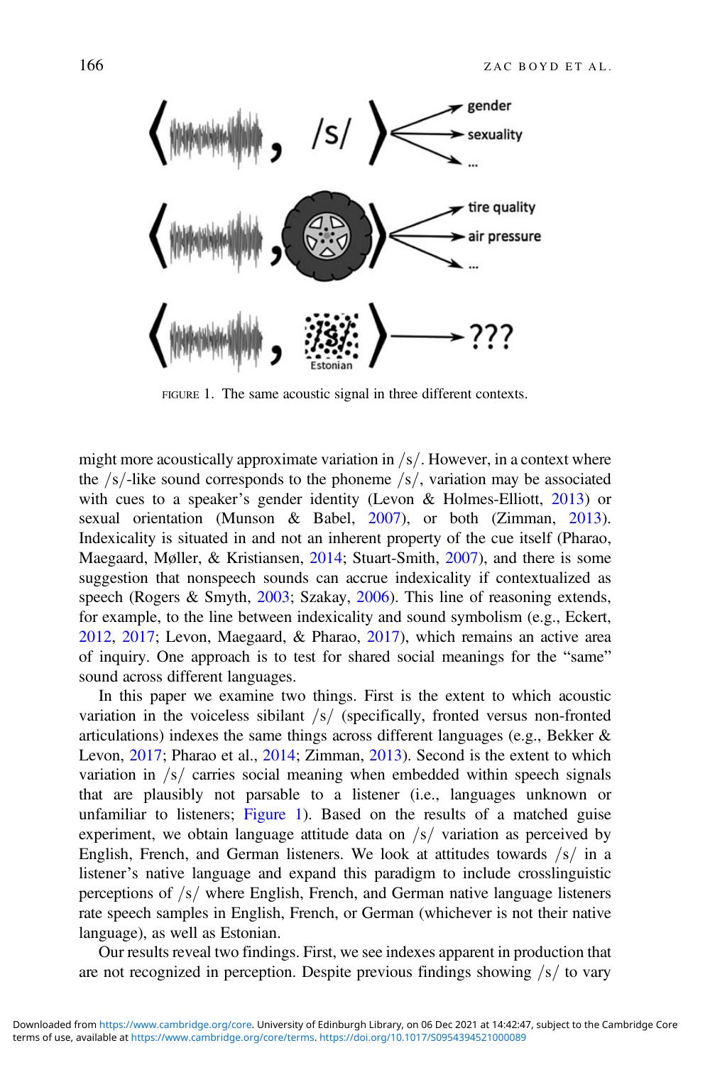FIGURE 1. The same acoustic signal in three different contexts.

might more acoustically approximate variation in /s/. However, in a context where the /s/-like sound corresponds to the phoneme /s/, variation may be associated with cues to a speaker's gender identity (Levon & Holmes-Elliott, 2013) or sexual orientation (Munson & Babel, 2007), or both (Zimman, 2013). Indexicality is situated in and not an inherent property of the cue itself (Pharao, Maegaard, Møller, & Kristiansen, 2014; Stuart-Smith, 2007), and there is some suggestion that nonspeech sounds can accrue indexicality if contextualized as speech (Rogers & Smyth, 2003; Szakay, 2006). This line of reasoning extends, for example, to the line between indexicality and sound symbolism (e.g., Eckert, 2012, 2017; Levon, Maegaard, & Pharao, 2017), which remains an active area of inquiry. One approach is to test for shared social meanings for the "same" sound across different languages.

In this paper we examine two things. First is the extent to which acoustic variation in the voiceless sibilant /s/ (specifically, fronted versus non-fronted articulations) indexes the same things across different languages (e.g., Bekker & Levon, 2017; Pharao et al., 2014; Zimman, 2013). Second is the extent to which variation in /s/ carries social meaning when embedded within speech signals that are plausibly not parsable to a listener (i.e., languages unknown or unfamiliar to listeners; Figure 1). Based on the results of a matched guise experiment, we obtain language attitude data on /s/ variation as perceived by English, French, and German listeners. We look at attitudes towards /s/ in a listener's native language and expand this paradigm to include crosslinguistic perceptions of /s/ where English, French, and German native language listeners rate speech samples in English, French, or German (whichever is not their native language), as well as Estonian.

Our results reveal two findings. First, we see indexes apparent in production that are not recognized in perception. Despite previous findings showing /s/ to vary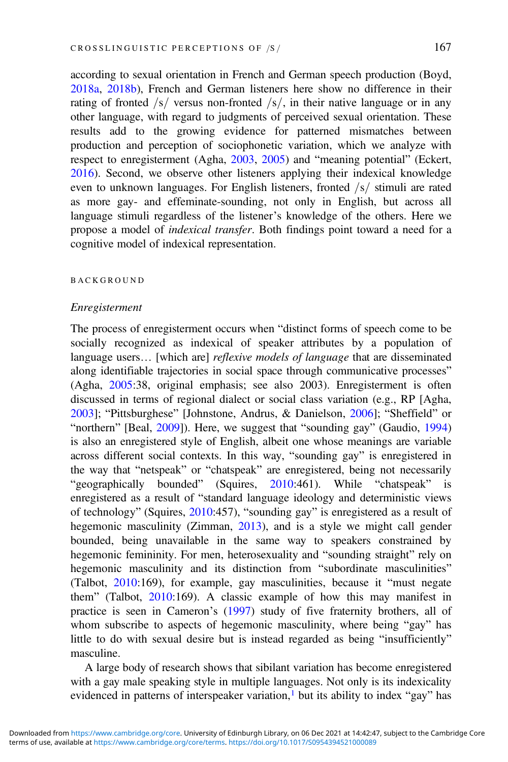according to sexual orientation in French and German speech production (Boyd, 2018a, 2018b), French and German listeners here show no difference in their rating of fronted /s/ versus non-fronted /s/, in their native language or in any other language, with regard to judgments of perceived sexual orientation. These results add to the growing evidence for patterned mismatches between production and perception of sociophonetic variation, which we analyze with respect to enregisterment (Agha, 2003, 2005) and "meaning potential" (Eckert, 2016). Second, we observe other listeners applying their indexical knowledge even to unknown languages. For English listeners, fronted /s/ stimuli are rated as more gay- and effeminate-sounding, not only in English, but across all language stimuli regardless of the listener's knowledge of the others. Here we propose a model of *indexical transfer*. Both findings point toward a need for a cognitive model of indexical representation.

## BACKGROUND

### *Enregisterment*

The process of enregisterment occurs when "distinct forms of speech come to be socially recognized as indexical of speaker attributes by a population of language users… [which are] *reflexive models of language* that are disseminated along identifiable trajectories in social space through communicative processes" (Agha, 2005:38, original emphasis; see also 2003). Enregisterment is often discussed in terms of regional dialect or social class variation (e.g., RP [Agha, 2003]; "Pittsburghese" [Johnstone, Andrus, & Danielson, 2006]; "Sheffield" or "northern" [Beal, 2009]). Here, we suggest that "sounding gay" (Gaudio, 1994) is also an enregistered style of English, albeit one whose meanings are variable across different social contexts. In this way, "sounding gay" is enregistered in the way that "netspeak" or "chatspeak" are enregistered, being not necessarily "geographically bounded" (Squires, 2010:461). While "chatspeak" is enregistered as a result of "standard language ideology and deterministic views of technology" (Squires, 2010:457), "sounding gay" is enregistered as a result of hegemonic masculinity (Zimman, 2013), and is a style we might call gender bounded, being unavailable in the same way to speakers constrained by hegemonic femininity. For men, heterosexuality and "sounding straight" rely on hegemonic masculinity and its distinction from "subordinate masculinities" (Talbot, 2010:169), for example, gay masculinities, because it "must negate them" (Talbot, 2010:169). A classic example of how this may manifest in practice is seen in Cameron's (1997) study of five fraternity brothers, all of whom subscribe to aspects of hegemonic masculinity, where being "gay" has little to do with sexual desire but is instead regarded as being "insufficiently" masculine.

A large body of research shows that sibilant variation has become enregistered with a gay male speaking style in multiple languages. Not only is its indexicality evidenced in patterns of interspeaker variation,[1] but its ability to index "gay" has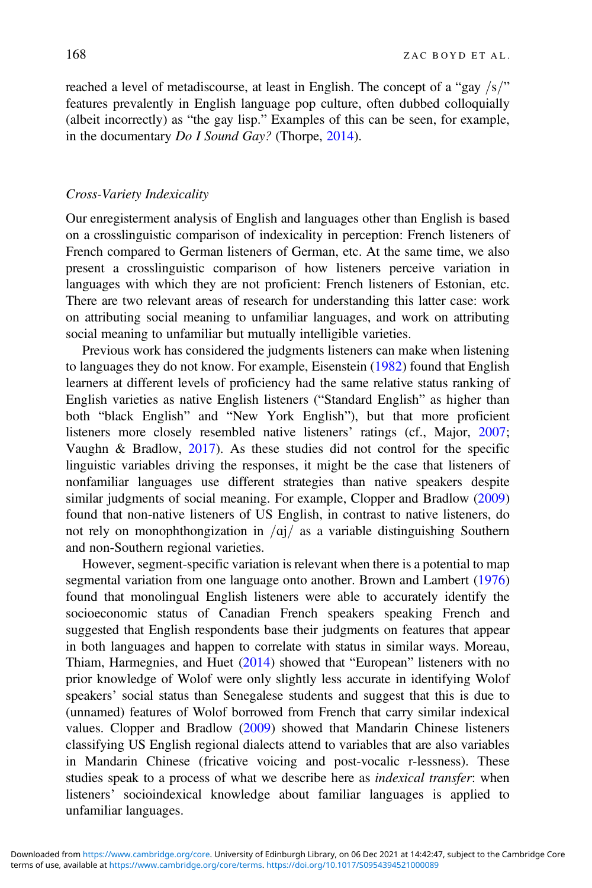reached a level of metadiscourse, at least in English. The concept of a "gay /s/" features prevalently in English language pop culture, often dubbed colloquially (albeit incorrectly) as "the gay lisp." Examples of this can be seen, for example, in the documentary *Do I Sound Gay?* (Thorpe, 2014).

### *Cross-Variety Indexicality*

Our enregisterment analysis of English and languages other than English is based on a crosslinguistic comparison of indexicality in perception: French listeners of French compared to German listeners of German, etc. At the same time, we also present a crosslinguistic comparison of how listeners perceive variation in languages with which they are not proficient: French listeners of Estonian, etc. There are two relevant areas of research for understanding this latter case: work on attributing social meaning to unfamiliar languages, and work on attributing social meaning to unfamiliar but mutually intelligible varieties.

Previous work has considered the judgments listeners can make when listening to languages they do not know. For example, Eisenstein (1982) found that English learners at different levels of proficiency had the same relative status ranking of English varieties as native English listeners ("Standard English" as higher than both "black English" and "New York English"), but that more proficient listeners more closely resembled native listeners' ratings (cf., Major, 2007; Vaughn & Bradlow, 2017). As these studies did not control for the specific linguistic variables driving the responses, it might be the case that listeners of nonfamiliar languages use different strategies than native speakers despite similar judgments of social meaning. For example, Clopper and Bradlow (2009) found that non-native listeners of US English, in contrast to native listeners, do not rely on monophthongization in /ɑj/ as a variable distinguishing Southern and non-Southern regional varieties.

However, segment-specific variation is relevant when there is a potential to map segmental variation from one language onto another. Brown and Lambert (1976) found that monolingual English listeners were able to accurately identify the socioeconomic status of Canadian French speakers speaking French and suggested that English respondents base their judgments on features that appear in both languages and happen to correlate with status in similar ways. Moreau, Thiam, Harmegnies, and Huet (2014) showed that "European" listeners with no prior knowledge of Wolof were only slightly less accurate in identifying Wolof speakers' social status than Senegalese students and suggest that this is due to (unnamed) features of Wolof borrowed from French that carry similar indexical values. Clopper and Bradlow (2009) showed that Mandarin Chinese listeners classifying US English regional dialects attend to variables that are also variables in Mandarin Chinese (fricative voicing and post-vocalic r-lessness). These studies speak to a process of what we describe here as *indexical transfer*: when listeners' socioindexical knowledge about familiar languages is applied to unfamiliar languages.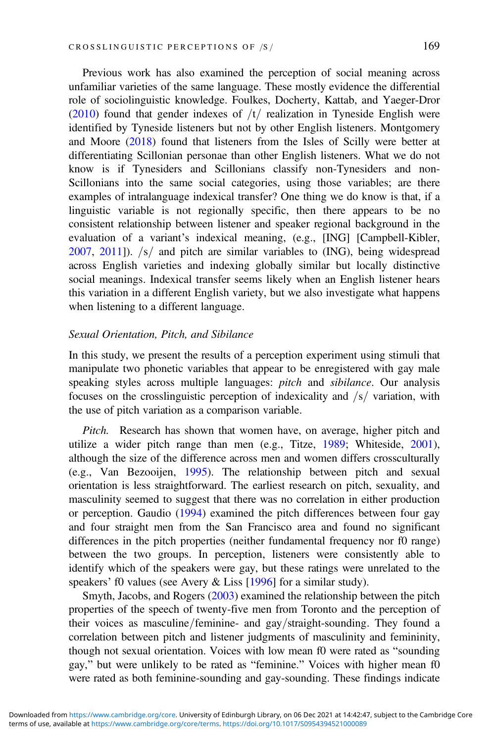Previous work has also examined the perception of social meaning across unfamiliar varieties of the same language. These mostly evidence the differential role of sociolinguistic knowledge. Foulkes, Docherty, Kattab, and Yaeger-Dror (2010) found that gender indexes of /t/ realization in Tyneside English were identified by Tyneside listeners but not by other English listeners. Montgomery and Moore (2018) found that listeners from the Isles of Scilly were better at differentiating Scillonian personae than other English listeners. What we do not know is if Tynesiders and Scillonians classify non-Tynesiders and non-Scillonians into the same social categories, using those variables; are there examples of intralanguage indexical transfer? One thing we do know is that, if a linguistic variable is not regionally specific, then there appears to be no consistent relationship between listener and speaker regional background in the evaluation of a variant's indexical meaning, (e.g., [ING] [Campbell-Kibler, 2007, 2011]). /s/ and pitch are similar variables to (ING), being widespread across English varieties and indexing globally similar but locally distinctive social meanings. Indexical transfer seems likely when an English listener hears this variation in a different English variety, but we also investigate what happens when listening to a different language.

### *Sexual Orientation, Pitch, and Sibilance*

In this study, we present the results of a perception experiment using stimuli that manipulate two phonetic variables that appear to be enregistered with gay male speaking styles across multiple languages: *pitch* and *sibilance*. Our analysis focuses on the crosslinguistic perception of indexicality and /s/ variation, with the use of pitch variation as a comparison variable.

*Pitch.* Research has shown that women have, on average, higher pitch and utilize a wider pitch range than men (e.g., Titze, 1989; Whiteside, 2001), although the size of the difference across men and women differs crossculturally (e.g., Van Bezooijen, 1995). The relationship between pitch and sexual orientation is less straightforward. The earliest research on pitch, sexuality, and masculinity seemed to suggest that there was no correlation in either production or perception. Gaudio (1994) examined the pitch differences between four gay and four straight men from the San Francisco area and found no significant differences in the pitch properties (neither fundamental frequency nor f0 range) between the two groups. In perception, listeners were consistently able to identify which of the speakers were gay, but these ratings were unrelated to the speakers' f0 values (see Avery & Liss [1996] for a similar study).

Smyth, Jacobs, and Rogers (2003) examined the relationship between the pitch properties of the speech of twenty-five men from Toronto and the perception of their voices as masculine/feminine- and gay/straight-sounding. They found a correlation between pitch and listener judgments of masculinity and femininity, though not sexual orientation. Voices with low mean f0 were rated as "sounding gay," but were unlikely to be rated as "feminine." Voices with higher mean f0 were rated as both feminine-sounding and gay-sounding. These findings indicate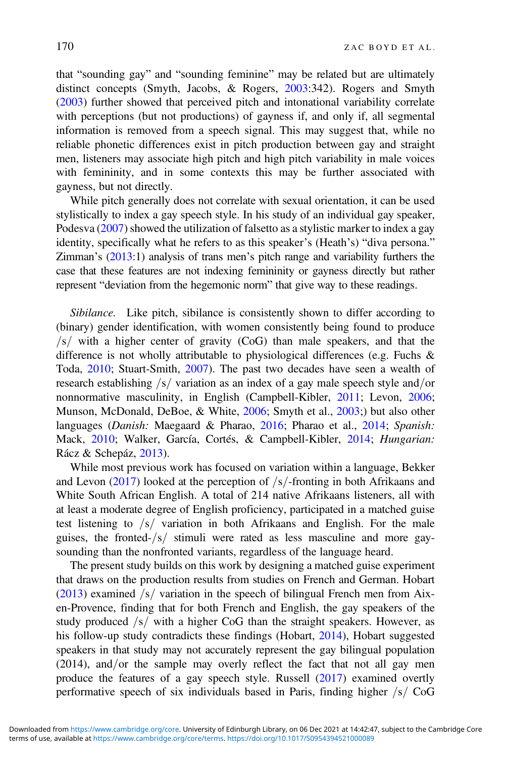that "sounding gay" and "sounding feminine" may be related but are ultimately distinct concepts (Smyth, Jacobs, & Rogers, 2003:342). Rogers and Smyth (2003) further showed that perceived pitch and intonational variability correlate with perceptions (but not productions) of gayness if, and only if, all segmental information is removed from a speech signal. This may suggest that, while no reliable phonetic differences exist in pitch production between gay and straight men, listeners may associate high pitch and high pitch variability in male voices with femininity, and in some contexts this may be further associated with gayness, but not directly.

While pitch generally does not correlate with sexual orientation, it can be used stylistically to index a gay speech style. In his study of an individual gay speaker, Podesva (2007) showed the utilization of falsetto as a stylistic marker to index a gay identity, specifically what he refers to as this speaker's (Heath's) "diva persona." Zimman's (2013:1) analysis of trans men's pitch range and variability furthers the case that these features are not indexing femininity or gayness directly but rather represent "deviation from the hegemonic norm" that give way to these readings.

*Sibilance.* Like pitch, sibilance is consistently shown to differ according to (binary) gender identification, with women consistently being found to produce /s/ with a higher center of gravity (CoG) than male speakers, and that the difference is not wholly attributable to physiological differences (e.g. Fuchs & Toda, 2010; Stuart-Smith, 2007). The past two decades have seen a wealth of research establishing /s/ variation as an index of a gay male speech style and/or nonnormative masculinity, in English (Campbell-Kibler, 2011; Levon, 2006; Munson, McDonald, DeBoe, & White, 2006; Smyth et al., 2003;) but also other languages (*Danish:* Maegaard & Pharao, 2016; Pharao et al., 2014; *Spanish:* Mack, 2010; Walker, García, Cortés, & Campbell-Kibler, 2014; *Hungarian:* Rácz & Schepáz, 2013).

While most previous work has focused on variation within a language, Bekker and Levon (2017) looked at the perception of /s/-fronting in both Afrikaans and White South African English. A total of 214 native Afrikaans listeners, all with at least a moderate degree of English proficiency, participated in a matched guise test listening to /s/ variation in both Afrikaans and English. For the male guises, the fronted-/s/ stimuli were rated as less masculine and more gay-sounding than the nonfronted variants, regardless of the language heard.

The present study builds on this work by designing a matched guise experiment that draws on the production results from studies on French and German. Hobart (2013) examined /s/ variation in the speech of bilingual French men from Aix-en-Provence, finding that for both French and English, the gay speakers of the study produced /s/ with a higher CoG than the straight speakers. However, as his follow-up study contradicts these findings (Hobart, 2014), Hobart suggested speakers in that study may not accurately represent the gay bilingual population (2014), and/or the sample may overly reflect the fact that not all gay men produce the features of a gay speech style. Russell (2017) examined overtly performative speech of six individuals based in Paris, finding higher /s/ CoG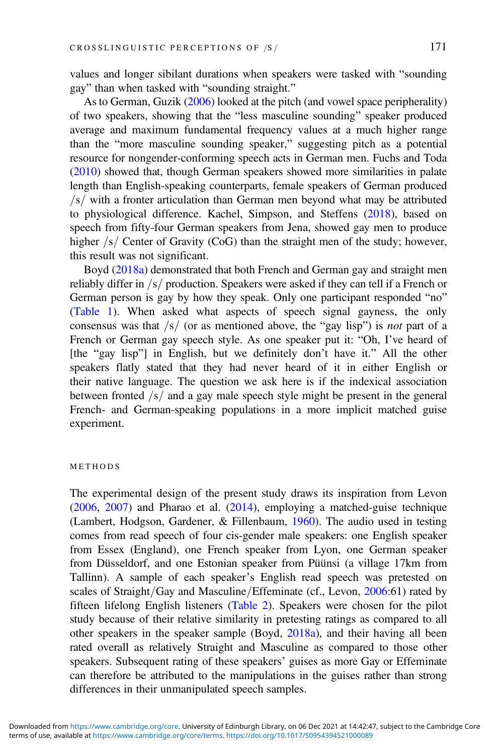values and longer sibilant durations when speakers were tasked with "sounding gay" than when tasked with "sounding straight."

As to German, Guzik (2006) looked at the pitch (and vowel space peripherality) of two speakers, showing that the "less masculine sounding" speaker produced average and maximum fundamental frequency values at a much higher range than the "more masculine sounding speaker," suggesting pitch as a potential resource for nongender-conforming speech acts in German men. Fuchs and Toda (2010) showed that, though German speakers showed more similarities in palate length than English-speaking counterparts, female speakers of German produced /s/ with a fronter articulation than German men beyond what may be attributed to physiological difference. Kachel, Simpson, and Steffens (2018), based on speech from fifty-four German speakers from Jena, showed gay men to produce higher /s/ Center of Gravity (CoG) than the straight men of the study; however, this result was not significant.

Boyd (2018a) demonstrated that both French and German gay and straight men reliably differ in /s/ production. Speakers were asked if they can tell if a French or German person is gay by how they speak. Only one participant responded "no" (Table 1). When asked what aspects of speech signal gayness, the only consensus was that /s/ (or as mentioned above, the "gay lisp") is *not* part of a French or German gay speech style. As one speaker put it: "Oh, I've heard of [the "gay lisp"] in English, but we definitely don't have it." All the other speakers flatly stated that they had never heard of it in either English or their native language. The question we ask here is if the indexical association between fronted /s/ and a gay male speech style might be present in the general French- and German-speaking populations in a more implicit matched guise experiment.

## METHODS

The experimental design of the present study draws its inspiration from Levon (2006, 2007) and Pharao et al. (2014), employing a matched-guise technique (Lambert, Hodgson, Gardener, & Fillenbaum, 1960). The audio used in testing comes from read speech of four cis-gender male speakers: one English speaker from Essex (England), one French speaker from Lyon, one German speaker from Düsseldorf, and one Estonian speaker from Püünsi (a village 17km from Tallinn). A sample of each speaker's English read speech was pretested on scales of Straight/Gay and Masculine/Effeminate (cf., Levon, 2006:61) rated by fifteen lifelong English listeners (Table 2). Speakers were chosen for the pilot study because of their relative similarity in pretesting ratings as compared to all other speakers in the speaker sample (Boyd, 2018a), and their having all been rated overall as relatively Straight and Masculine as compared to those other speakers. Subsequent rating of these speakers' guises as more Gay or Effeminate can therefore be attributed to the manipulations in the guises rather than strong differences in their unmanipulated speech samples.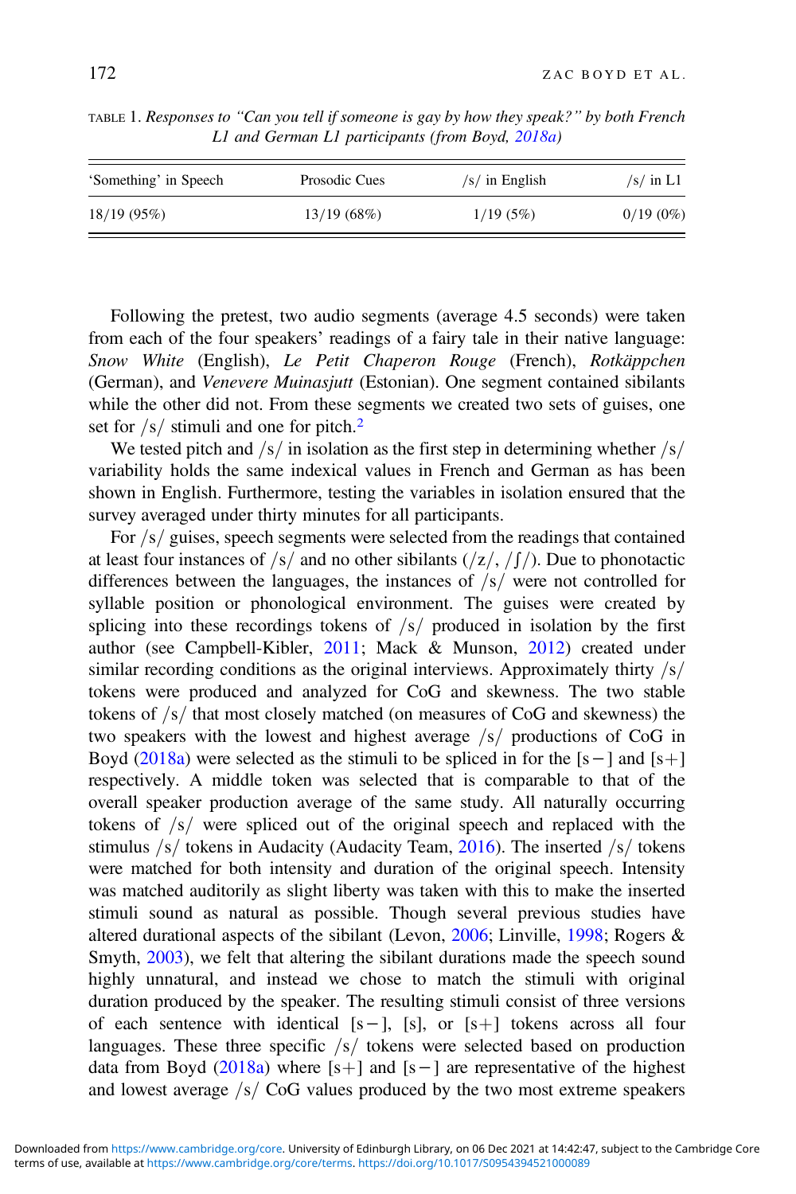TABLE 1. *Responses to "Can you tell if someone is gay by how they speak?" by both French L1 and German L1 participants (from Boyd, 2018a)*

| 'Something' in Speech | Prosodic Cues | /s/ in English | /s/ in L1 |
|---|---|---|---|
| 18/19 (95%) | 13/19 (68%) | 1/19 (5%) | 0/19 (0%) |

Following the pretest, two audio segments (average 4.5 seconds) were taken from each of the four speakers' readings of a fairy tale in their native language: *Snow White* (English), *Le Petit Chaperon Rouge* (French), *Rotkäppchen* (German), and *Venevere Muinasjutt* (Estonian). One segment contained sibilants while the other did not. From these segments we created two sets of guises, one set for /s/ stimuli and one for pitch.[2]

We tested pitch and /s/ in isolation as the first step in determining whether /s/ variability holds the same indexical values in French and German as has been shown in English. Furthermore, testing the variables in isolation ensured that the survey averaged under thirty minutes for all participants.

For /s/ guises, speech segments were selected from the readings that contained at least four instances of /s/ and no other sibilants (/z/, /ʃ/). Due to phonotactic differences between the languages, the instances of /s/ were not controlled for syllable position or phonological environment. The guises were created by splicing into these recordings tokens of /s/ produced in isolation by the first author (see Campbell-Kibler, 2011; Mack & Munson, 2012) created under similar recording conditions as the original interviews. Approximately thirty /s/ tokens were produced and analyzed for CoG and skewness. The two stable tokens of /s/ that most closely matched (on measures of CoG and skewness) the two speakers with the lowest and highest average /s/ productions of CoG in Boyd (2018a) were selected as the stimuli to be spliced in for the [s−] and [s+] respectively. A middle token was selected that is comparable to that of the overall speaker production average of the same study. All naturally occurring tokens of /s/ were spliced out of the original speech and replaced with the stimulus /s/ tokens in Audacity (Audacity Team, 2016). The inserted /s/ tokens were matched for both intensity and duration of the original speech. Intensity was matched auditorily as slight liberty was taken with this to make the inserted stimuli sound as natural as possible. Though several previous studies have altered durational aspects of the sibilant (Levon, 2006; Linville, 1998; Rogers & Smyth, 2003), we felt that altering the sibilant durations made the speech sound highly unnatural, and instead we chose to match the stimuli with original duration produced by the speaker. The resulting stimuli consist of three versions of each sentence with identical [s−], [s], or [s+] tokens across all four languages. These three specific /s/ tokens were selected based on production data from Boyd (2018a) where [s+] and [s−] are representative of the highest and lowest average /s/ CoG values produced by the two most extreme speakers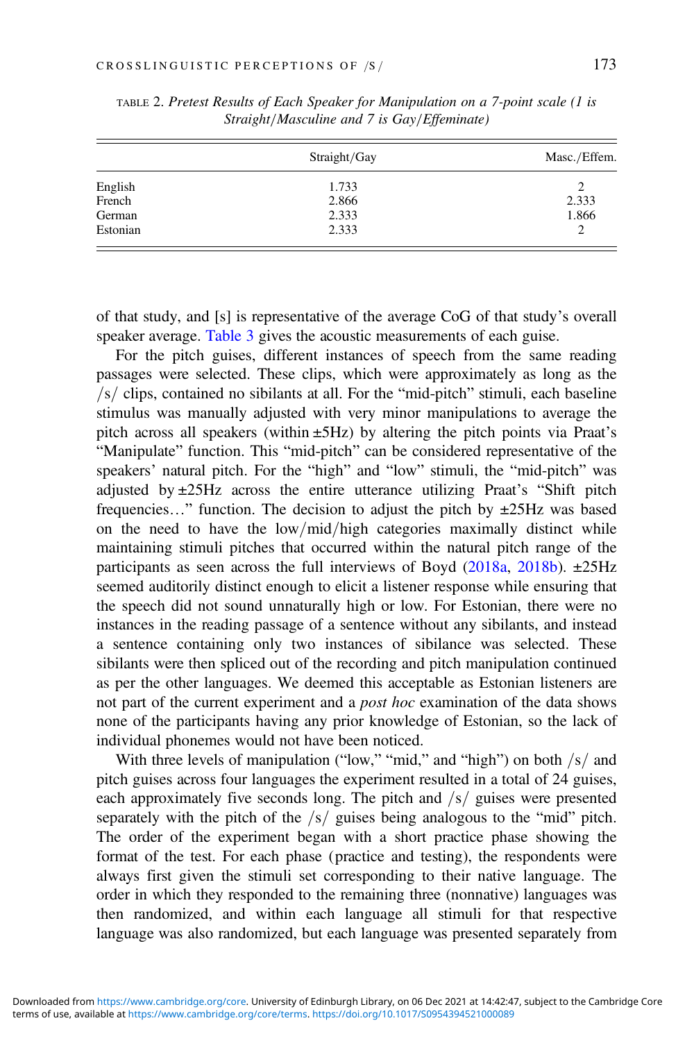TABLE 2. *Pretest Results of Each Speaker for Manipulation on a 7-point scale (1 is Straight/Masculine and 7 is Gay/Effeminate)*

| | Straight/Gay | Masc./Effem. |
|---|---|---|
| English | 1.733 | 2 |
| French | 2.866 | 2.333 |
| German | 2.333 | 1.866 |
| Estonian | 2.333 | 2 |

of that study, and [s] is representative of the average CoG of that study's overall speaker average. Table 3 gives the acoustic measurements of each guise.

For the pitch guises, different instances of speech from the same reading passages were selected. These clips, which were approximately as long as the /s/ clips, contained no sibilants at all. For the "mid-pitch" stimuli, each baseline stimulus was manually adjusted with very minor manipulations to average the pitch across all speakers (within ±5Hz) by altering the pitch points via Praat's "Manipulate" function. This "mid-pitch" can be considered representative of the speakers' natural pitch. For the "high" and "low" stimuli, the "mid-pitch" was adjusted by ±25Hz across the entire utterance utilizing Praat's "Shift pitch frequencies…" function. The decision to adjust the pitch by ±25Hz was based on the need to have the low/mid/high categories maximally distinct while maintaining stimuli pitches that occurred within the natural pitch range of the participants as seen across the full interviews of Boyd (2018a, 2018b). ±25Hz seemed auditorily distinct enough to elicit a listener response while ensuring that the speech did not sound unnaturally high or low. For Estonian, there were no instances in the reading passage of a sentence without any sibilants, and instead a sentence containing only two instances of sibilance was selected. These sibilants were then spliced out of the recording and pitch manipulation continued as per the other languages. We deemed this acceptable as Estonian listeners are not part of the current experiment and a *post hoc* examination of the data shows none of the participants having any prior knowledge of Estonian, so the lack of individual phonemes would not have been noticed.

With three levels of manipulation ("low," "mid," and "high") on both /s/ and pitch guises across four languages the experiment resulted in a total of 24 guises, each approximately five seconds long. The pitch and /s/ guises were presented separately with the pitch of the /s/ guises being analogous to the "mid" pitch. The order of the experiment began with a short practice phase showing the format of the test. For each phase (practice and testing), the respondents were always first given the stimuli set corresponding to their native language. The order in which they responded to the remaining three (nonnative) languages was then randomized, and within each language all stimuli for that respective language was also randomized, but each language was presented separately from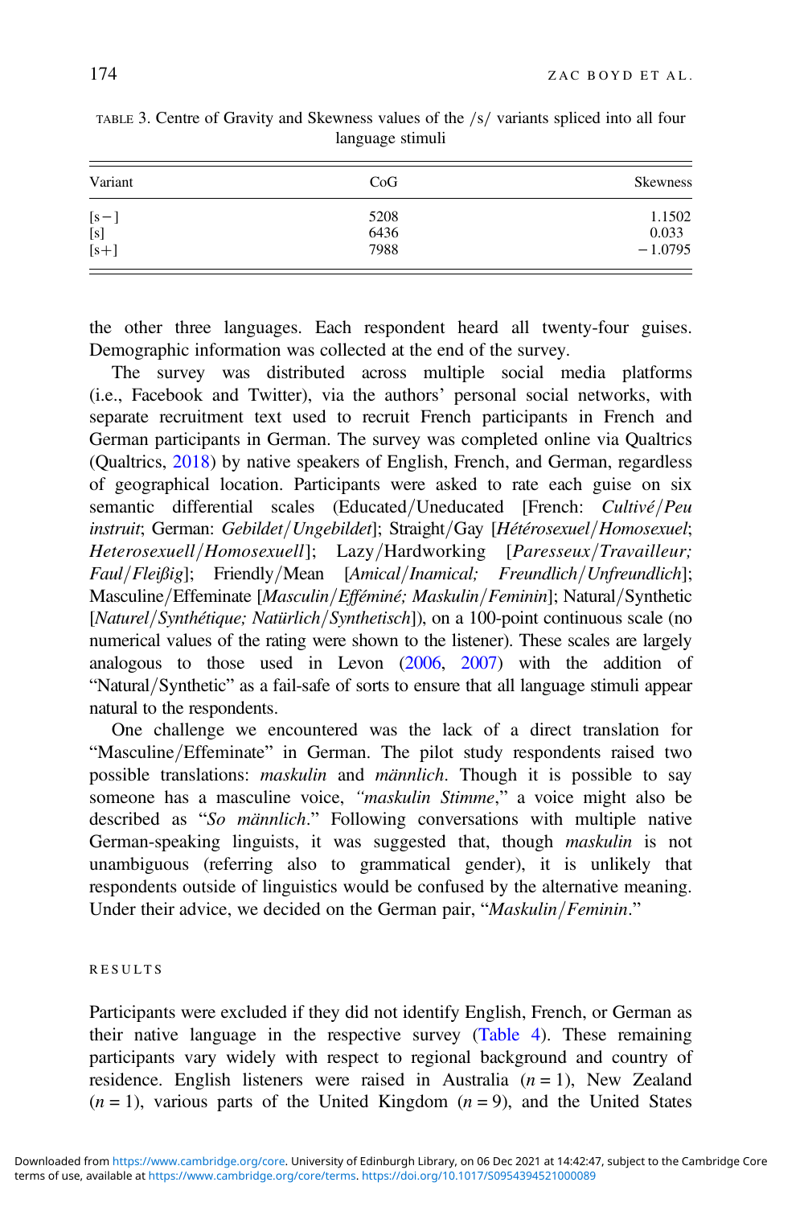TABLE 3. Centre of Gravity and Skewness values of the /s/ variants spliced into all four language stimuli

| Variant | CoG | Skewness |
|---|---|---|
| [s−] | 5208 | 1.1502 |
| [s] | 6436 | 0.033 |
| [s+] | 7988 | −1.0795 |

the other three languages. Each respondent heard all twenty-four guises. Demographic information was collected at the end of the survey.

The survey was distributed across multiple social media platforms (i.e., Facebook and Twitter), via the authors' personal social networks, with separate recruitment text used to recruit French participants in French and German participants in German. The survey was completed online via Qualtrics (Qualtrics, 2018) by native speakers of English, French, and German, regardless of geographical location. Participants were asked to rate each guise on six semantic differential scales (Educated/Uneducated [French: *Cultivé/Peu instruit*; German: *Gebildet/Ungebildet*]; Straight/Gay [*Hétérosexuel/Homosexuel*; *Heterosexuell/Homosexuell*]; Lazy/Hardworking [*Paresseux/Travailleur; Faul/Fleißig*]; Friendly/Mean [*Amical/Inamical; Freundlich/Unfreundlich*]; Masculine/Effeminate [*Masculin/Efféminé; Maskulin/Feminin*]; Natural/Synthetic [*Naturel/Synthétique; Natürlich/Synthetisch*]), on a 100-point continuous scale (no numerical values of the rating were shown to the listener). These scales are largely analogous to those used in Levon (2006, 2007) with the addition of "Natural/Synthetic" as a fail-safe of sorts to ensure that all language stimuli appear natural to the respondents.

One challenge we encountered was the lack of a direct translation for "Masculine/Effeminate" in German. The pilot study respondents raised two possible translations: *maskulin* and *männlich*. Though it is possible to say someone has a masculine voice, *"maskulin Stimme*," a voice might also be described as "*So männlich*." Following conversations with multiple native German-speaking linguists, it was suggested that, though *maskulin* is not unambiguous (referring also to grammatical gender), it is unlikely that respondents outside of linguistics would be confused by the alternative meaning. Under their advice, we decided on the German pair, "*Maskulin/Feminin*."

## RESULTS

Participants were excluded if they did not identify English, French, or German as their native language in the respective survey (Table 4). These remaining participants vary widely with respect to regional background and country of residence. English listeners were raised in Australia ($n = 1$), New Zealand ($n = 1$), various parts of the United Kingdom ($n = 9$), and the United States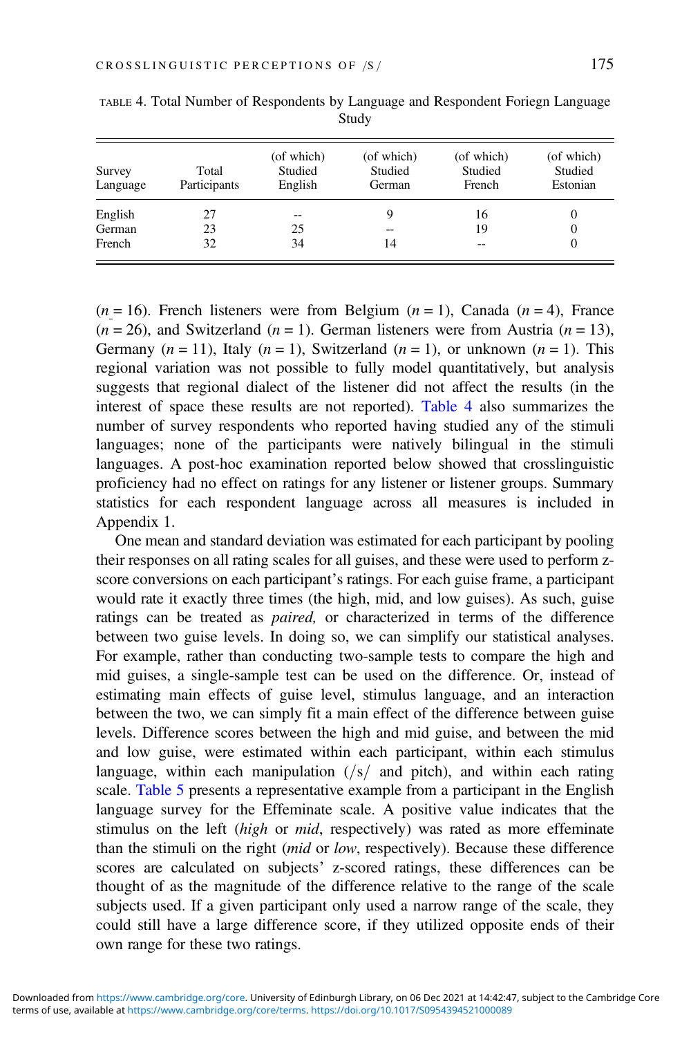TABLE 4. Total Number of Respondents by Language and Respondent Foriegn Language Study

| Survey Language | Total Participants | (of which) Studied English | (of which) Studied German | (of which) Studied French | (of which) Studied Estonian |
|---|---|---|---|---|---|
| English | 27 | -- | 9 | 16 | 0 |
| German | 23 | 25 | -- | 19 | 0 |
| French | 32 | 34 | 14 | -- | 0 |

($n$ = 16). French listeners were from Belgium ($n$ = 1), Canada ($n$ = 4), France ($n$ = 26), and Switzerland ($n$ = 1). German listeners were from Austria ($n$ = 13), Germany ($n$ = 11), Italy ($n$ = 1), Switzerland ($n$ = 1), or unknown ($n$ = 1). This regional variation was not possible to fully model quantitatively, but analysis suggests that regional dialect of the listener did not affect the results (in the interest of space these results are not reported). Table 4 also summarizes the number of survey respondents who reported having studied any of the stimuli languages; none of the participants were natively bilingual in the stimuli languages. A post-hoc examination reported below showed that crosslinguistic proficiency had no effect on ratings for any listener or listener groups. Summary statistics for each respondent language across all measures is included in Appendix 1.

One mean and standard deviation was estimated for each participant by pooling their responses on all rating scales for all guises, and these were used to perform z-score conversions on each participant's ratings. For each guise frame, a participant would rate it exactly three times (the high, mid, and low guises). As such, guise ratings can be treated as *paired,* or characterized in terms of the difference between two guise levels. In doing so, we can simplify our statistical analyses. For example, rather than conducting two-sample tests to compare the high and mid guises, a single-sample test can be used on the difference. Or, instead of estimating main effects of guise level, stimulus language, and an interaction between the two, we can simply fit a main effect of the difference between guise levels. Difference scores between the high and mid guise, and between the mid and low guise, were estimated within each participant, within each stimulus language, within each manipulation (/s/ and pitch), and within each rating scale. Table 5 presents a representative example from a participant in the English language survey for the Effeminate scale. A positive value indicates that the stimulus on the left (*high* or *mid*, respectively) was rated as more effeminate than the stimuli on the right (*mid* or *low*, respectively). Because these difference scores are calculated on subjects' z-scored ratings, these differences can be thought of as the magnitude of the difference relative to the range of the scale subjects used. If a given participant only used a narrow range of the scale, they could still have a large difference score, if they utilized opposite ends of their own range for these two ratings.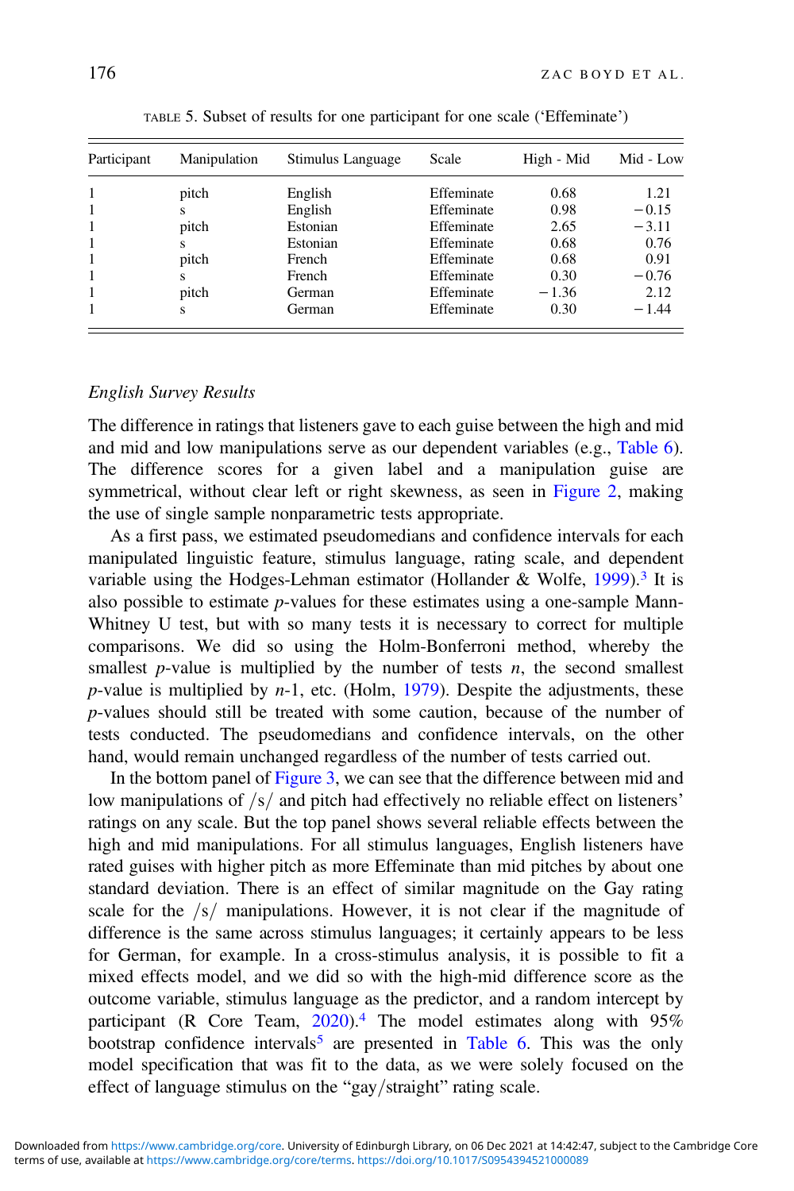TABLE 5. Subset of results for one participant for one scale ('Effeminate')

| Participant | Manipulation | Stimulus Language | Scale | High - Mid | Mid - Low |
|---|---|---|---|---|---|
| 1 | pitch | English | Effeminate | 0.68 | 1.21 |
| 1 | s | English | Effeminate | 0.98 | −0.15 |
| 1 | pitch | Estonian | Effeminate | 2.65 | −3.11 |
| 1 | s | Estonian | Effeminate | 0.68 | 0.76 |
| 1 | pitch | French | Effeminate | 0.68 | 0.91 |
| 1 | s | French | Effeminate | 0.30 | −0.76 |
| 1 | pitch | German | Effeminate | −1.36 | 2.12 |
| 1 | s | German | Effeminate | 0.30 | −1.44 |

### *English Survey Results*

The difference in ratings that listeners gave to each guise between the high and mid and mid and low manipulations serve as our dependent variables (e.g., Table 6). The difference scores for a given label and a manipulation guise are symmetrical, without clear left or right skewness, as seen in Figure 2, making the use of single sample nonparametric tests appropriate.

As a first pass, we estimated pseudomedians and confidence intervals for each manipulated linguistic feature, stimulus language, rating scale, and dependent variable using the Hodges-Lehman estimator (Hollander & Wolfe, 1999).[3] It is also possible to estimate *p*-values for these estimates using a one-sample Mann-Whitney U test, but with so many tests it is necessary to correct for multiple comparisons. We did so using the Holm-Bonferroni method, whereby the smallest *p*-value is multiplied by the number of tests *n*, the second smallest *p*-value is multiplied by *n*-1, etc. (Holm, 1979). Despite the adjustments, these *p*-values should still be treated with some caution, because of the number of tests conducted. The pseudomedians and confidence intervals, on the other hand, would remain unchanged regardless of the number of tests carried out.

In the bottom panel of Figure 3, we can see that the difference between mid and low manipulations of /s/ and pitch had effectively no reliable effect on listeners' ratings on any scale. But the top panel shows several reliable effects between the high and mid manipulations. For all stimulus languages, English listeners have rated guises with higher pitch as more Effeminate than mid pitches by about one standard deviation. There is an effect of similar magnitude on the Gay rating scale for the /s/ manipulations. However, it is not clear if the magnitude of difference is the same across stimulus languages; it certainly appears to be less for German, for example. In a cross-stimulus analysis, it is possible to fit a mixed effects model, and we did so with the high-mid difference score as the outcome variable, stimulus language as the predictor, and a random intercept by participant (R Core Team, 2020).[4] The model estimates along with 95% bootstrap confidence intervals[5] are presented in Table 6. This was the only model specification that was fit to the data, as we were solely focused on the effect of language stimulus on the "gay/straight" rating scale.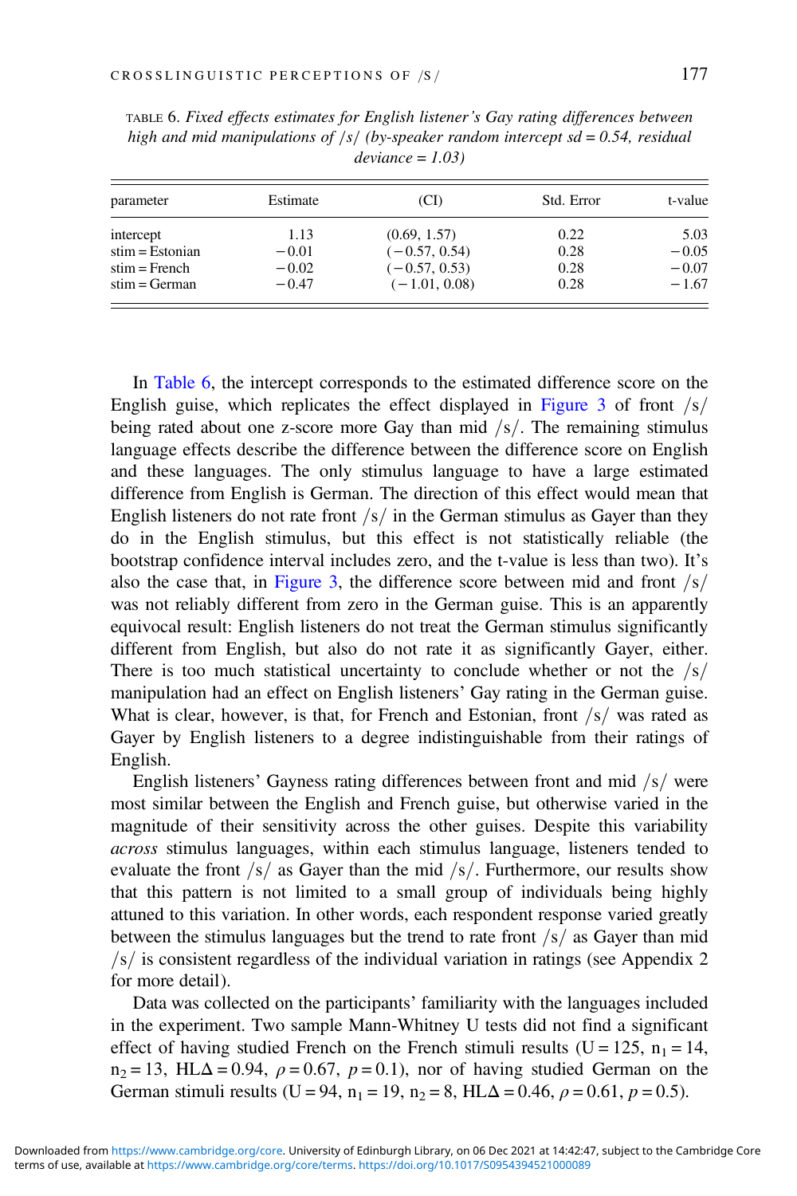TABLE 6. *Fixed effects estimates for English listener's Gay rating differences between high and mid manipulations of /s/ (by-speaker random intercept sd = 0.54, residual deviance = 1.03)*

| parameter | Estimate | (CI) | Std. Error | t-value |
|---|---|---|---|---|
| intercept | 1.13 | (0.69, 1.57) | 0.22 | 5.03 |
| stim = Estonian | −0.01 | (−0.57, 0.54) | 0.28 | −0.05 |
| stim = French | −0.02 | (−0.57, 0.53) | 0.28 | −0.07 |
| stim = German | −0.47 | (−1.01, 0.08) | 0.28 | −1.67 |

In Table 6, the intercept corresponds to the estimated difference score on the English guise, which replicates the effect displayed in Figure 3 of front /s/ being rated about one z-score more Gay than mid /s/. The remaining stimulus language effects describe the difference between the difference score on English and these languages. The only stimulus language to have a large estimated difference from English is German. The direction of this effect would mean that English listeners do not rate front /s/ in the German stimulus as Gayer than they do in the English stimulus, but this effect is not statistically reliable (the bootstrap confidence interval includes zero, and the t-value is less than two). It's also the case that, in Figure 3, the difference score between mid and front /s/ was not reliably different from zero in the German guise. This is an apparently equivocal result: English listeners do not treat the German stimulus significantly different from English, but also do not rate it as significantly Gayer, either. There is too much statistical uncertainty to conclude whether or not the /s/ manipulation had an effect on English listeners' Gay rating in the German guise. What is clear, however, is that, for French and Estonian, front /s/ was rated as Gayer by English listeners to a degree indistinguishable from their ratings of English.

English listeners' Gayness rating differences between front and mid /s/ were most similar between the English and French guise, but otherwise varied in the magnitude of their sensitivity across the other guises. Despite this variability *across* stimulus languages, within each stimulus language, listeners tended to evaluate the front /s/ as Gayer than the mid /s/. Furthermore, our results show that this pattern is not limited to a small group of individuals being highly attuned to this variation. In other words, each respondent response varied greatly between the stimulus languages but the trend to rate front /s/ as Gayer than mid /s/ is consistent regardless of the individual variation in ratings (see Appendix 2 for more detail).

Data was collected on the participants' familiarity with the languages included in the experiment. Two sample Mann-Whitney U tests did not find a significant effect of having studied French on the French stimuli results ($U = 125$, $n_1 = 14$, $n_2 = 13$, $HL\Delta = 0.94$, $\rho = 0.67$, $p = 0.1$), nor of having studied German on the German stimuli results ($U = 94$, $n_1 = 19$, $n_2 = 8$, $HL\Delta = 0.46$, $\rho = 0.61$, $p = 0.5$).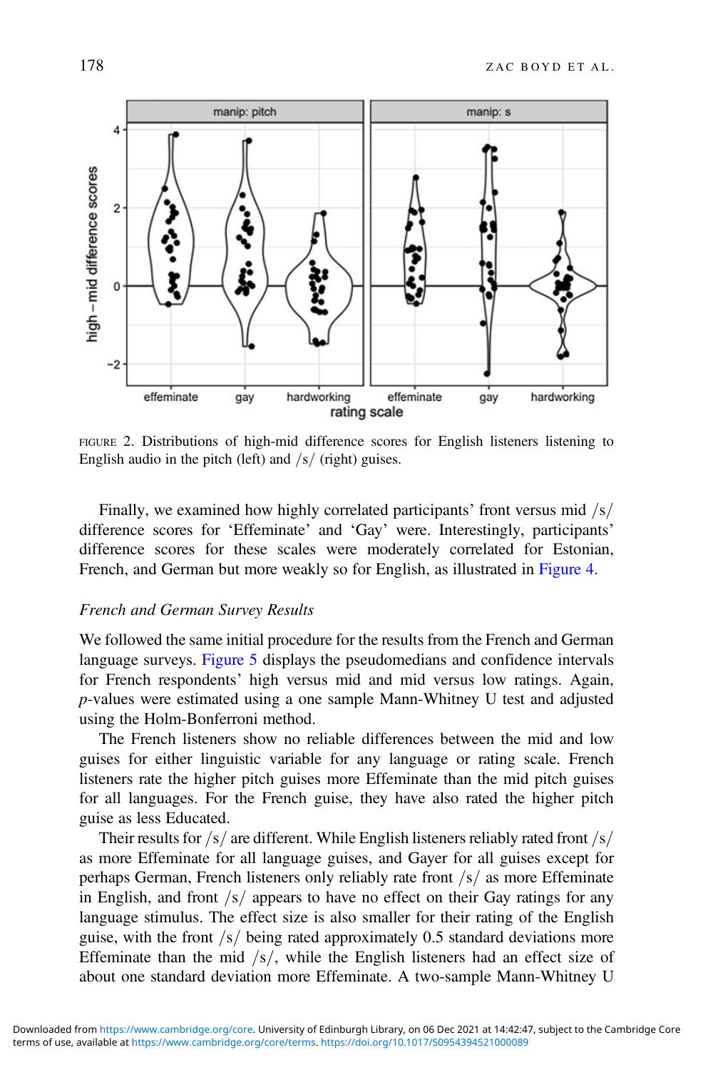FIGURE 2. Distributions of high-mid difference scores for English listeners listening to English audio in the pitch (left) and /s/ (right) guises.

Finally, we examined how highly correlated participants' front versus mid /s/ difference scores for 'Effeminate' and 'Gay' were. Interestingly, participants' difference scores for these scales were moderately correlated for Estonian, French, and German but more weakly so for English, as illustrated in Figure 4.

*French and German Survey Results*

We followed the same initial procedure for the results from the French and German language surveys. Figure 5 displays the pseudomedians and confidence intervals for French respondents' high versus mid and mid versus low ratings. Again, *p*-values were estimated using a one sample Mann-Whitney U test and adjusted using the Holm-Bonferroni method.

The French listeners show no reliable differences between the mid and low guises for either linguistic variable for any language or rating scale. French listeners rate the higher pitch guises more Effeminate than the mid pitch guises for all languages. For the French guise, they have also rated the higher pitch guise as less Educated.

Their results for /s/ are different. While English listeners reliably rated front /s/ as more Effeminate for all language guises, and Gayer for all guises except for perhaps German, French listeners only reliably rate front /s/ as more Effeminate in English, and front /s/ appears to have no effect on their Gay ratings for any language stimulus. The effect size is also smaller for their rating of the English guise, with the front /s/ being rated approximately 0.5 standard deviations more Effeminate than the mid /s/, while the English listeners had an effect size of about one standard deviation more Effeminate. A two-sample Mann-Whitney U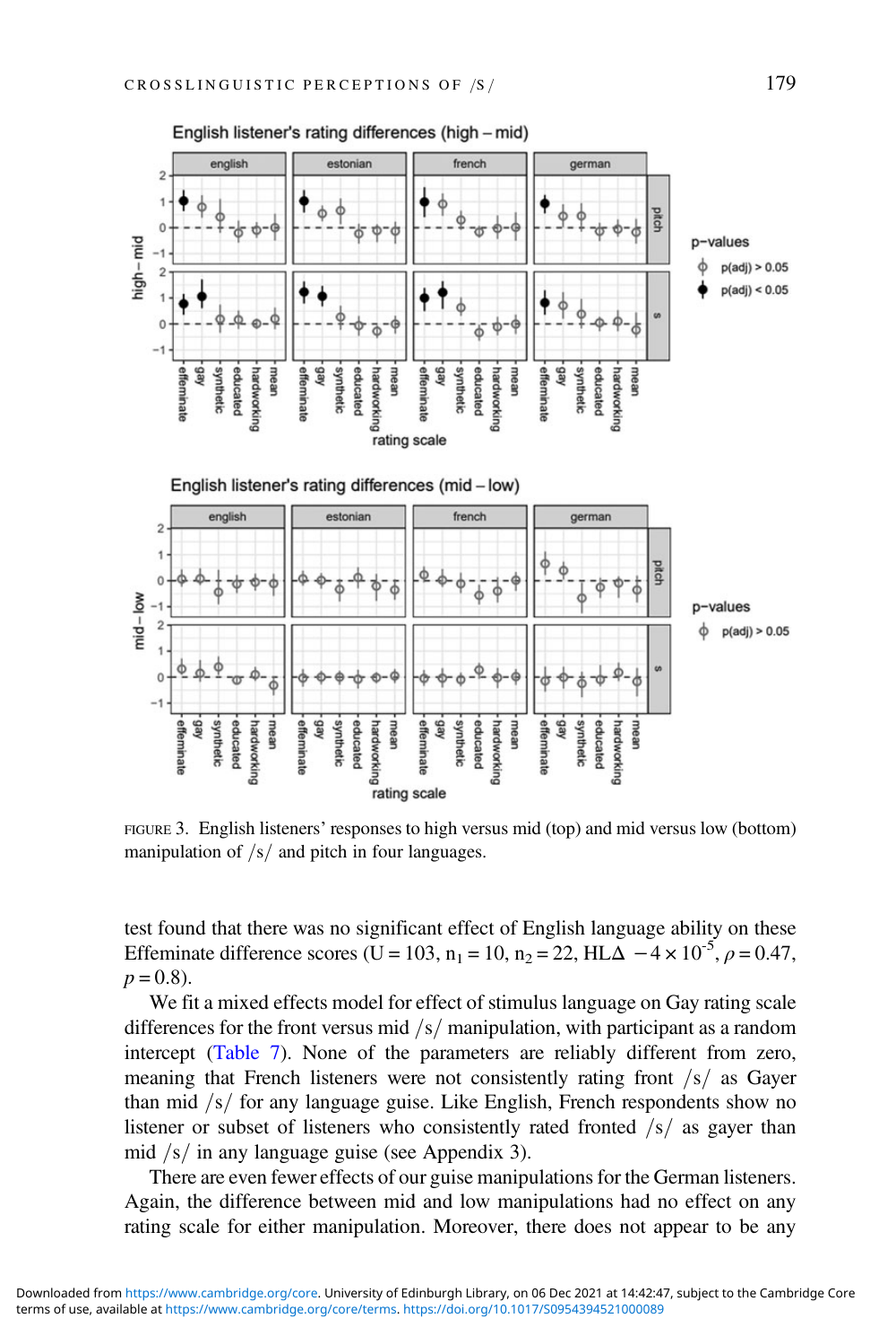FIGURE 3. English listeners' responses to high versus mid (top) and mid versus low (bottom) manipulation of /s/ and pitch in four languages.

test found that there was no significant effect of English language ability on these Effeminate difference scores (U = 103, $n_1$ = 10, $n_2$ = 22, HLΔ $-4 \times 10^{-5}$, $\rho = 0.47$, $p = 0.8$).

We fit a mixed effects model for effect of stimulus language on Gay rating scale differences for the front versus mid /s/ manipulation, with participant as a random intercept (Table 7). None of the parameters are reliably different from zero, meaning that French listeners were not consistently rating front /s/ as Gayer than mid /s/ for any language guise. Like English, French respondents show no listener or subset of listeners who consistently rated fronted /s/ as gayer than mid /s/ in any language guise (see Appendix 3).

There are even fewer effects of our guise manipulations for the German listeners. Again, the difference between mid and low manipulations had no effect on any rating scale for either manipulation. Moreover, there does not appear to be any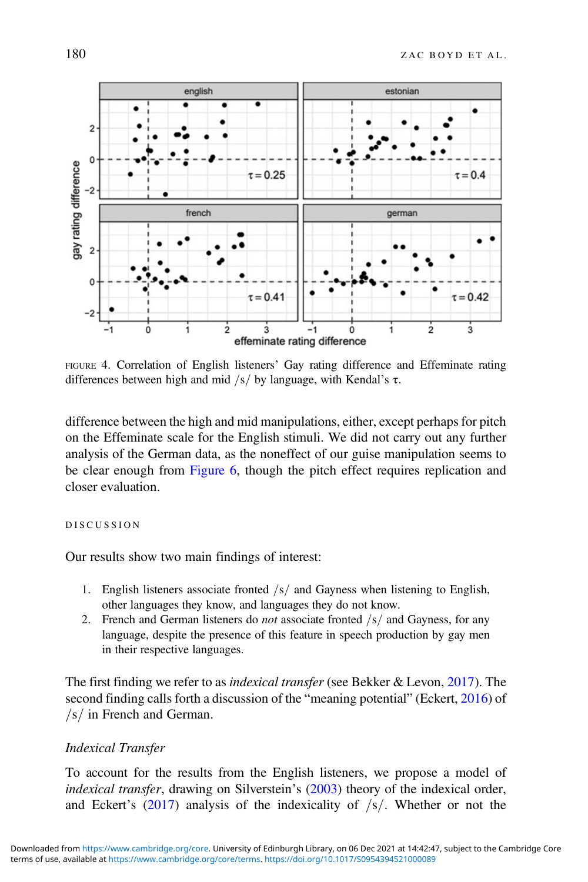FIGURE 4. Correlation of English listeners' Gay rating difference and Effeminate rating differences between high and mid /s/ by language, with Kendal's τ.

difference between the high and mid manipulations, either, except perhaps for pitch on the Effeminate scale for the English stimuli. We did not carry out any further analysis of the German data, as the noneffect of our guise manipulation seems to be clear enough from Figure 6, though the pitch effect requires replication and closer evaluation.

## DISCUSSION

Our results show two main findings of interest:

1. English listeners associate fronted /s/ and Gayness when listening to English, other languages they know, and languages they do not know.
2. French and German listeners do *not* associate fronted /s/ and Gayness, for any language, despite the presence of this feature in speech production by gay men in their respective languages.

The first finding we refer to as *indexical transfer* (see Bekker & Levon, 2017). The second finding calls forth a discussion of the "meaning potential" (Eckert, 2016) of /s/ in French and German.

### *Indexical Transfer*

To account for the results from the English listeners, we propose a model of *indexical transfer*, drawing on Silverstein's (2003) theory of the indexical order, and Eckert's (2017) analysis of the indexicality of /s/. Whether or not the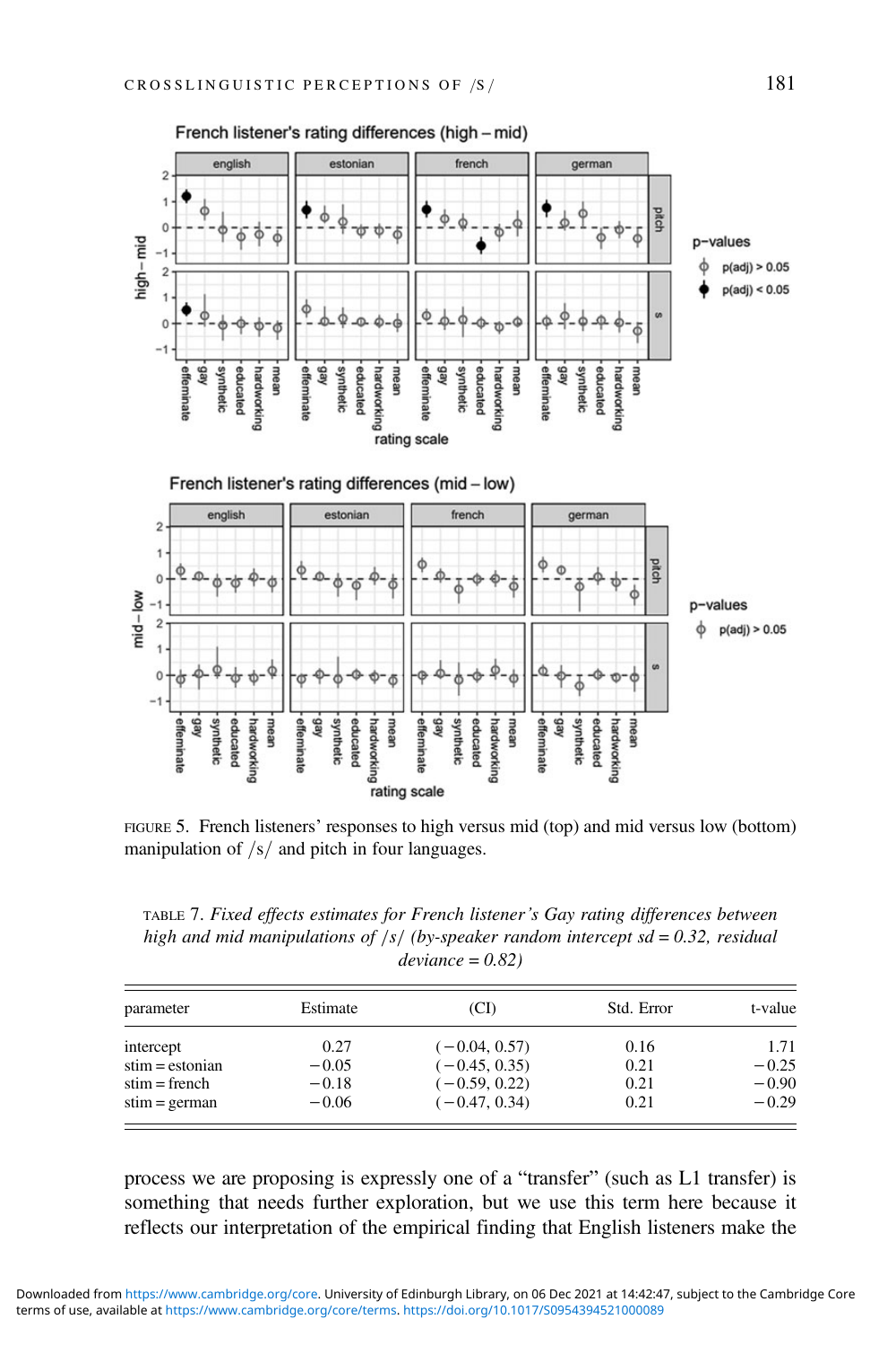FIGURE 5. French listeners' responses to high versus mid (top) and mid versus low (bottom) manipulation of /s/ and pitch in four languages.

TABLE 7. *Fixed effects estimates for French listener's Gay rating differences between high and mid manipulations of /s/ (by-speaker random intercept sd = 0.32, residual deviance = 0.82)*

| parameter | Estimate | (CI) | Std. Error | t-value |
|---|---|---|---|---|
| intercept | 0.27 | (−0.04, 0.57) | 0.16 | 1.71 |
| stim = estonian | −0.05 | (−0.45, 0.35) | 0.21 | −0.25 |
| stim = french | −0.18 | (−0.59, 0.22) | 0.21 | −0.90 |
| stim = german | −0.06 | (−0.47, 0.34) | 0.21 | −0.29 |

process we are proposing is expressly one of a "transfer" (such as L1 transfer) is something that needs further exploration, but we use this term here because it reflects our interpretation of the empirical finding that English listeners make the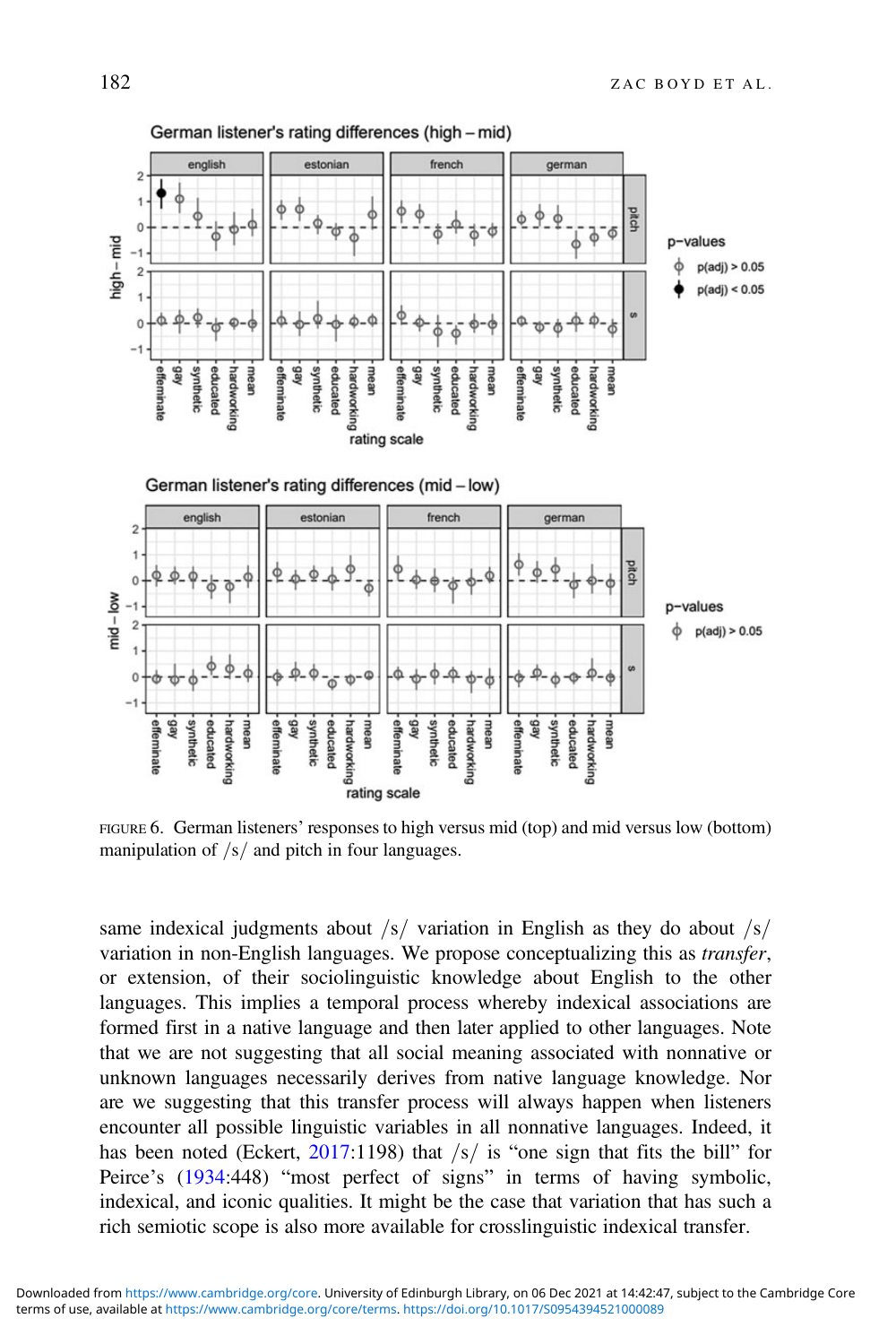FIGURE 6. German listeners' responses to high versus mid (top) and mid versus low (bottom) manipulation of /s/ and pitch in four languages.

same indexical judgments about /s/ variation in English as they do about /s/ variation in non-English languages. We propose conceptualizing this as *transfer*, or extension, of their sociolinguistic knowledge about English to the other languages. This implies a temporal process whereby indexical associations are formed first in a native language and then later applied to other languages. Note that we are not suggesting that all social meaning associated with nonnative or unknown languages necessarily derives from native language knowledge. Nor are we suggesting that this transfer process will always happen when listeners encounter all possible linguistic variables in all nonnative languages. Indeed, it has been noted (Eckert, 2017:1198) that /s/ is "one sign that fits the bill" for Peirce's (1934:448) "most perfect of signs" in terms of having symbolic, indexical, and iconic qualities. It might be the case that variation that has such a rich semiotic scope is also more available for crosslinguistic indexical transfer.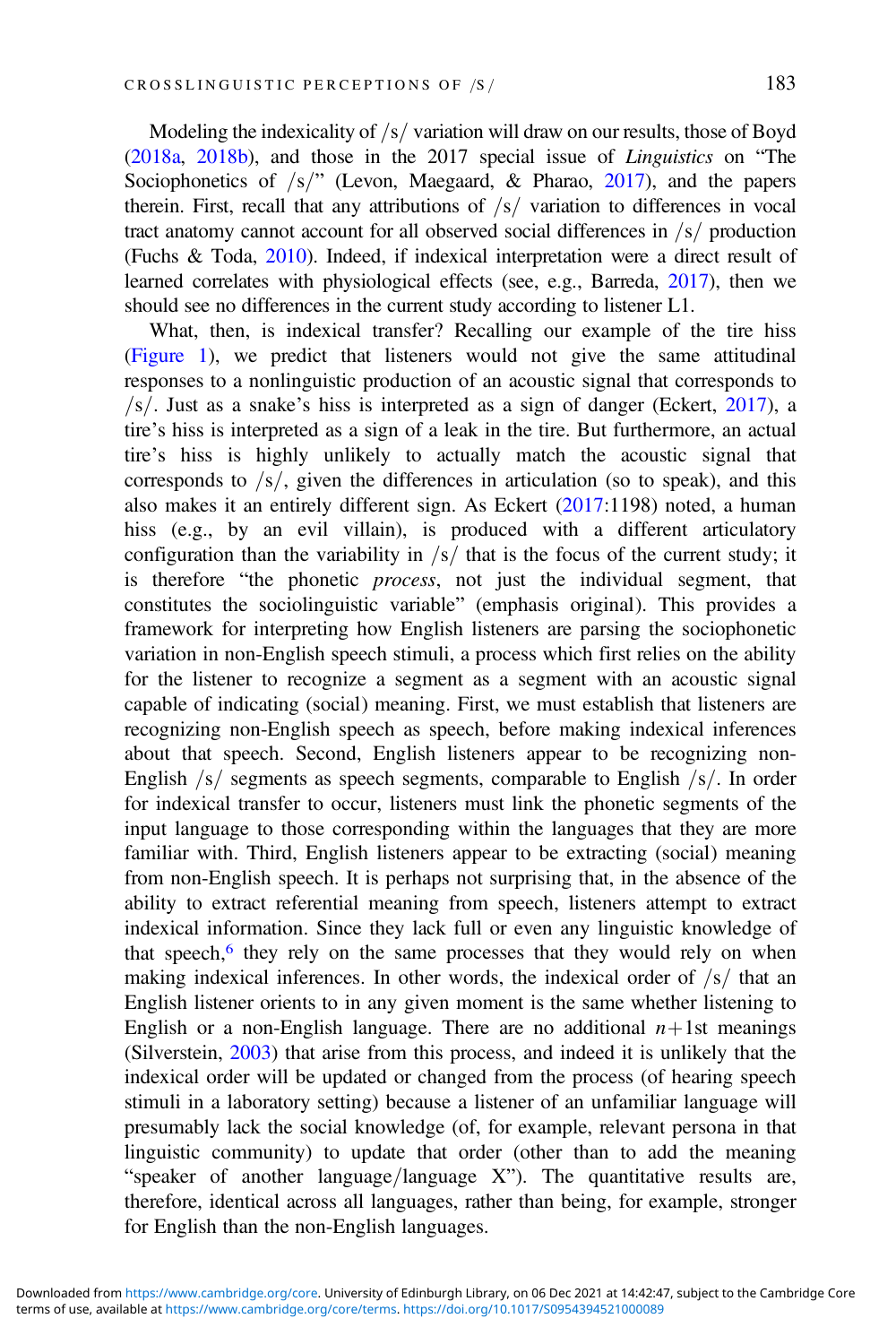Modeling the indexicality of /s/ variation will draw on our results, those of Boyd (2018a, 2018b), and those in the 2017 special issue of *Linguistics* on "The Sociophonetics of /s/" (Levon, Maegaard, & Pharao, 2017), and the papers therein. First, recall that any attributions of /s/ variation to differences in vocal tract anatomy cannot account for all observed social differences in /s/ production (Fuchs & Toda, 2010). Indeed, if indexical interpretation were a direct result of learned correlates with physiological effects (see, e.g., Barreda, 2017), then we should see no differences in the current study according to listener L1.

What, then, is indexical transfer? Recalling our example of the tire hiss (Figure 1), we predict that listeners would not give the same attitudinal responses to a nonlinguistic production of an acoustic signal that corresponds to /s/. Just as a snake's hiss is interpreted as a sign of danger (Eckert, 2017), a tire's hiss is interpreted as a sign of a leak in the tire. But furthermore, an actual tire's hiss is highly unlikely to actually match the acoustic signal that corresponds to /s/, given the differences in articulation (so to speak), and this also makes it an entirely different sign. As Eckert (2017:1198) noted, a human hiss (e.g., by an evil villain), is produced with a different articulatory configuration than the variability in /s/ that is the focus of the current study; it is therefore "the phonetic *process*, not just the individual segment, that constitutes the sociolinguistic variable" (emphasis original). This provides a framework for interpreting how English listeners are parsing the sociophonetic variation in non-English speech stimuli, a process which first relies on the ability for the listener to recognize a segment as a segment with an acoustic signal capable of indicating (social) meaning. First, we must establish that listeners are recognizing non-English speech as speech, before making indexical inferences about that speech. Second, English listeners appear to be recognizing non-English /s/ segments as speech segments, comparable to English /s/. In order for indexical transfer to occur, listeners must link the phonetic segments of the input language to those corresponding within the languages that they are more familiar with. Third, English listeners appear to be extracting (social) meaning from non-English speech. It is perhaps not surprising that, in the absence of the ability to extract referential meaning from speech, listeners attempt to extract indexical information. Since they lack full or even any linguistic knowledge of that speech,[6] they rely on the same processes that they would rely on when making indexical inferences. In other words, the indexical order of /s/ that an English listener orients to in any given moment is the same whether listening to English or a non-English language. There are no additional $n+1$st meanings (Silverstein, 2003) that arise from this process, and indeed it is unlikely that the indexical order will be updated or changed from the process (of hearing speech stimuli in a laboratory setting) because a listener of an unfamiliar language will presumably lack the social knowledge (of, for example, relevant persona in that linguistic community) to update that order (other than to add the meaning "speaker of another language/language X"). The quantitative results are, therefore, identical across all languages, rather than being, for example, stronger for English than the non-English languages.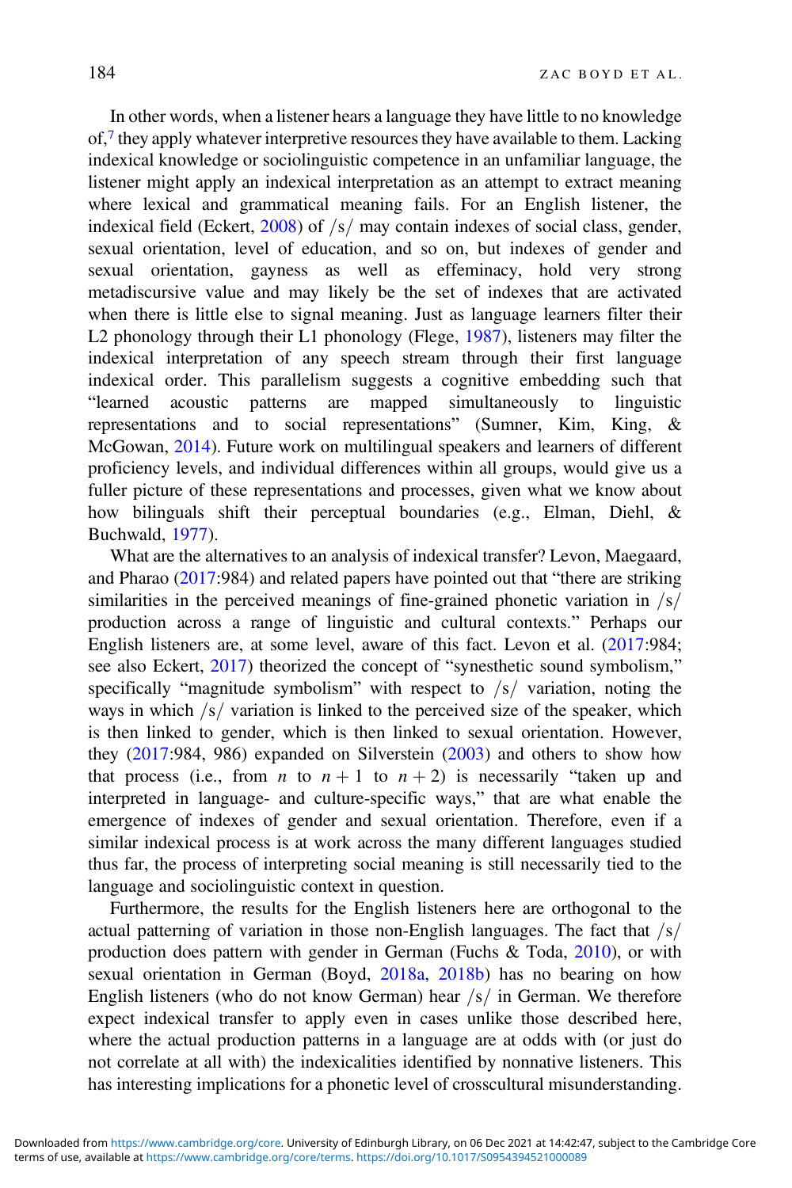In other words, when a listener hears a language they have little to no knowledge of,[7] they apply whatever interpretive resources they have available to them. Lacking indexical knowledge or sociolinguistic competence in an unfamiliar language, the listener might apply an indexical interpretation as an attempt to extract meaning where lexical and grammatical meaning fails. For an English listener, the indexical field (Eckert, 2008) of /s/ may contain indexes of social class, gender, sexual orientation, level of education, and so on, but indexes of gender and sexual orientation, gayness as well as effeminacy, hold very strong metadiscursive value and may likely be the set of indexes that are activated when there is little else to signal meaning. Just as language learners filter their L2 phonology through their L1 phonology (Flege, 1987), listeners may filter the indexical interpretation of any speech stream through their first language indexical order. This parallelism suggests a cognitive embedding such that "learned acoustic patterns are mapped simultaneously to linguistic representations and to social representations" (Sumner, Kim, King, & McGowan, 2014). Future work on multilingual speakers and learners of different proficiency levels, and individual differences within all groups, would give us a fuller picture of these representations and processes, given what we know about how bilinguals shift their perceptual boundaries (e.g., Elman, Diehl, & Buchwald, 1977).

What are the alternatives to an analysis of indexical transfer? Levon, Maegaard, and Pharao (2017:984) and related papers have pointed out that "there are striking similarities in the perceived meanings of fine-grained phonetic variation in /s/ production across a range of linguistic and cultural contexts." Perhaps our English listeners are, at some level, aware of this fact. Levon et al. (2017:984; see also Eckert, 2017) theorized the concept of "synesthetic sound symbolism," specifically "magnitude symbolism" with respect to /s/ variation, noting the ways in which /s/ variation is linked to the perceived size of the speaker, which is then linked to gender, which is then linked to sexual orientation. However, they (2017:984, 986) expanded on Silverstein (2003) and others to show how that process (i.e., from $n$ to $n+1$ to $n+2$) is necessarily "taken up and interpreted in language- and culture-specific ways," that are what enable the emergence of indexes of gender and sexual orientation. Therefore, even if a similar indexical process is at work across the many different languages studied thus far, the process of interpreting social meaning is still necessarily tied to the language and sociolinguistic context in question.

Furthermore, the results for the English listeners here are orthogonal to the actual patterning of variation in those non-English languages. The fact that /s/ production does pattern with gender in German (Fuchs & Toda, 2010), or with sexual orientation in German (Boyd, 2018a, 2018b) has no bearing on how English listeners (who do not know German) hear /s/ in German. We therefore expect indexical transfer to apply even in cases unlike those described here, where the actual production patterns in a language are at odds with (or just do not correlate at all with) the indexicalities identified by nonnative listeners. This has interesting implications for a phonetic level of crosscultural misunderstanding.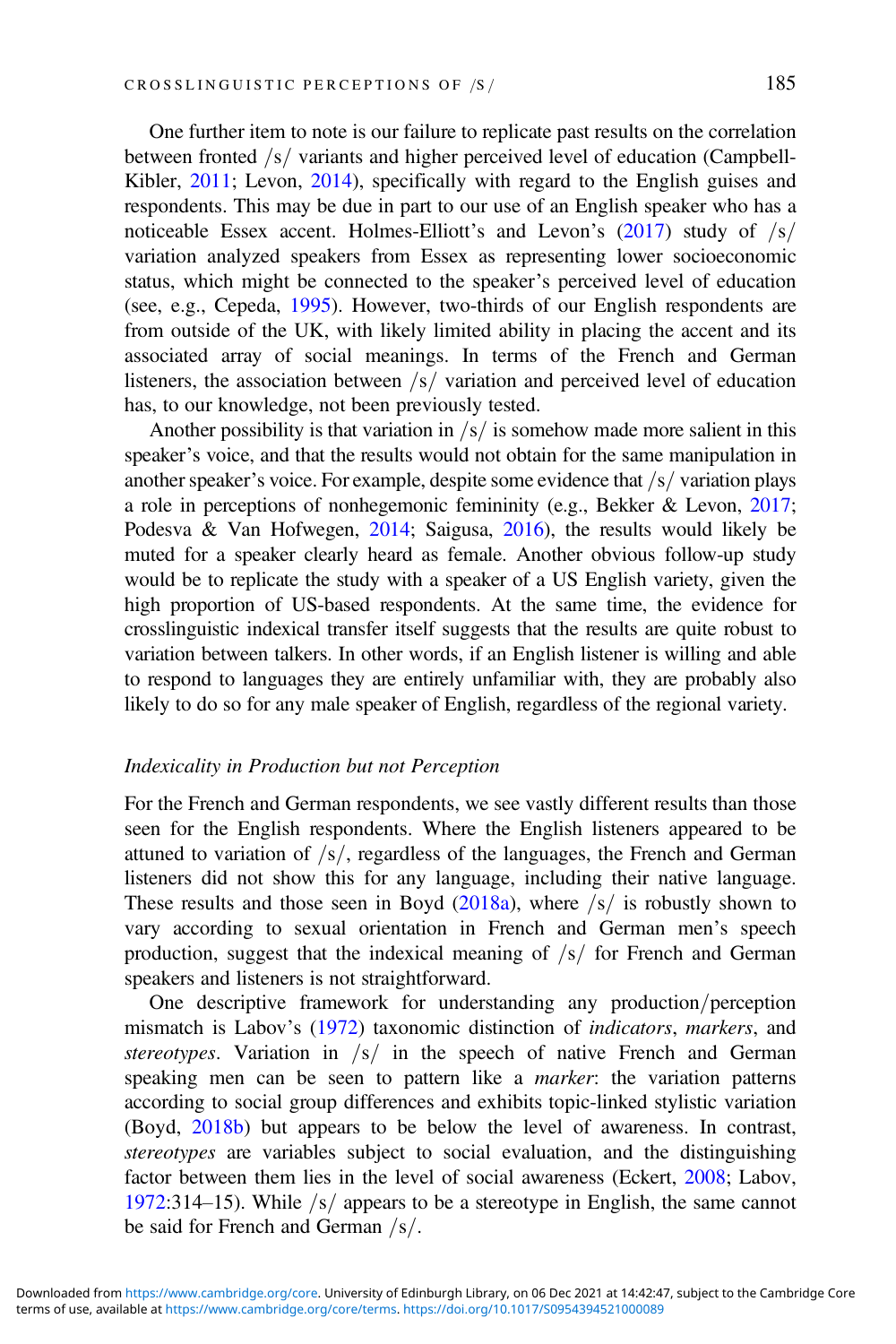One further item to note is our failure to replicate past results on the correlation between fronted /s/ variants and higher perceived level of education (Campbell-Kibler, 2011; Levon, 2014), specifically with regard to the English guises and respondents. This may be due in part to our use of an English speaker who has a noticeable Essex accent. Holmes-Elliott's and Levon's (2017) study of /s/ variation analyzed speakers from Essex as representing lower socioeconomic status, which might be connected to the speaker's perceived level of education (see, e.g., Cepeda, 1995). However, two-thirds of our English respondents are from outside of the UK, with likely limited ability in placing the accent and its associated array of social meanings. In terms of the French and German listeners, the association between /s/ variation and perceived level of education has, to our knowledge, not been previously tested.

Another possibility is that variation in /s/ is somehow made more salient in this speaker's voice, and that the results would not obtain for the same manipulation in another speaker's voice. For example, despite some evidence that /s/ variation plays a role in perceptions of nonhegemonic femininity (e.g., Bekker & Levon, 2017; Podesva & Van Hofwegen, 2014; Saigusa, 2016), the results would likely be muted for a speaker clearly heard as female. Another obvious follow-up study would be to replicate the study with a speaker of a US English variety, given the high proportion of US-based respondents. At the same time, the evidence for crosslinguistic indexical transfer itself suggests that the results are quite robust to variation between talkers. In other words, if an English listener is willing and able to respond to languages they are entirely unfamiliar with, they are probably also likely to do so for any male speaker of English, regardless of the regional variety.

### *Indexicality in Production but not Perception*

For the French and German respondents, we see vastly different results than those seen for the English respondents. Where the English listeners appeared to be attuned to variation of /s/, regardless of the languages, the French and German listeners did not show this for any language, including their native language. These results and those seen in Boyd (2018a), where /s/ is robustly shown to vary according to sexual orientation in French and German men's speech production, suggest that the indexical meaning of /s/ for French and German speakers and listeners is not straightforward.

One descriptive framework for understanding any production/perception mismatch is Labov's (1972) taxonomic distinction of *indicators*, *markers*, and *stereotypes*. Variation in /s/ in the speech of native French and German speaking men can be seen to pattern like a *marker*: the variation patterns according to social group differences and exhibits topic-linked stylistic variation (Boyd, 2018b) but appears to be below the level of awareness. In contrast, *stereotypes* are variables subject to social evaluation, and the distinguishing factor between them lies in the level of social awareness (Eckert, 2008; Labov, 1972:314–15). While /s/ appears to be a stereotype in English, the same cannot be said for French and German /s/.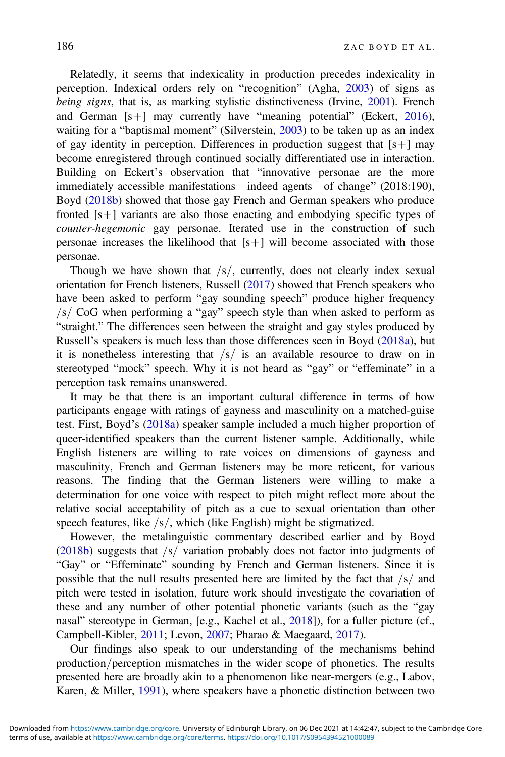Relatedly, it seems that indexicality in production precedes indexicality in perception. Indexical orders rely on "recognition" (Agha, 2003) of signs as *being signs*, that is, as marking stylistic distinctiveness (Irvine, 2001). French and German [s+] may currently have "meaning potential" (Eckert, 2016), waiting for a "baptismal moment" (Silverstein, 2003) to be taken up as an index of gay identity in perception. Differences in production suggest that [s+] may become enregistered through continued socially differentiated use in interaction. Building on Eckert's observation that "innovative personae are the more immediately accessible manifestations—indeed agents—of change" (2018:190), Boyd (2018b) showed that those gay French and German speakers who produce fronted [s+] variants are also those enacting and embodying specific types of *counter-hegemonic* gay personae. Iterated use in the construction of such personae increases the likelihood that [s+] will become associated with those personae.

Though we have shown that /s/, currently, does not clearly index sexual orientation for French listeners, Russell (2017) showed that French speakers who have been asked to perform "gay sounding speech" produce higher frequency /s/ CoG when performing a "gay" speech style than when asked to perform as "straight." The differences seen between the straight and gay styles produced by Russell's speakers is much less than those differences seen in Boyd (2018a), but it is nonetheless interesting that /s/ is an available resource to draw on in stereotyped "mock" speech. Why it is not heard as "gay" or "effeminate" in a perception task remains unanswered.

It may be that there is an important cultural difference in terms of how participants engage with ratings of gayness and masculinity on a matched-guise test. First, Boyd's (2018a) speaker sample included a much higher proportion of queer-identified speakers than the current listener sample. Additionally, while English listeners are willing to rate voices on dimensions of gayness and masculinity, French and German listeners may be more reticent, for various reasons. The finding that the German listeners were willing to make a determination for one voice with respect to pitch might reflect more about the relative social acceptability of pitch as a cue to sexual orientation than other speech features, like /s/, which (like English) might be stigmatized.

However, the metalinguistic commentary described earlier and by Boyd (2018b) suggests that /s/ variation probably does not factor into judgments of "Gay" or "Effeminate" sounding by French and German listeners. Since it is possible that the null results presented here are limited by the fact that /s/ and pitch were tested in isolation, future work should investigate the covariation of these and any number of other potential phonetic variants (such as the "gay nasal" stereotype in German, [e.g., Kachel et al., 2018]), for a fuller picture (cf., Campbell-Kibler, 2011; Levon, 2007; Pharao & Maegaard, 2017).

Our findings also speak to our understanding of the mechanisms behind production/perception mismatches in the wider scope of phonetics. The results presented here are broadly akin to a phenomenon like near-mergers (e.g., Labov, Karen, & Miller, 1991), where speakers have a phonetic distinction between two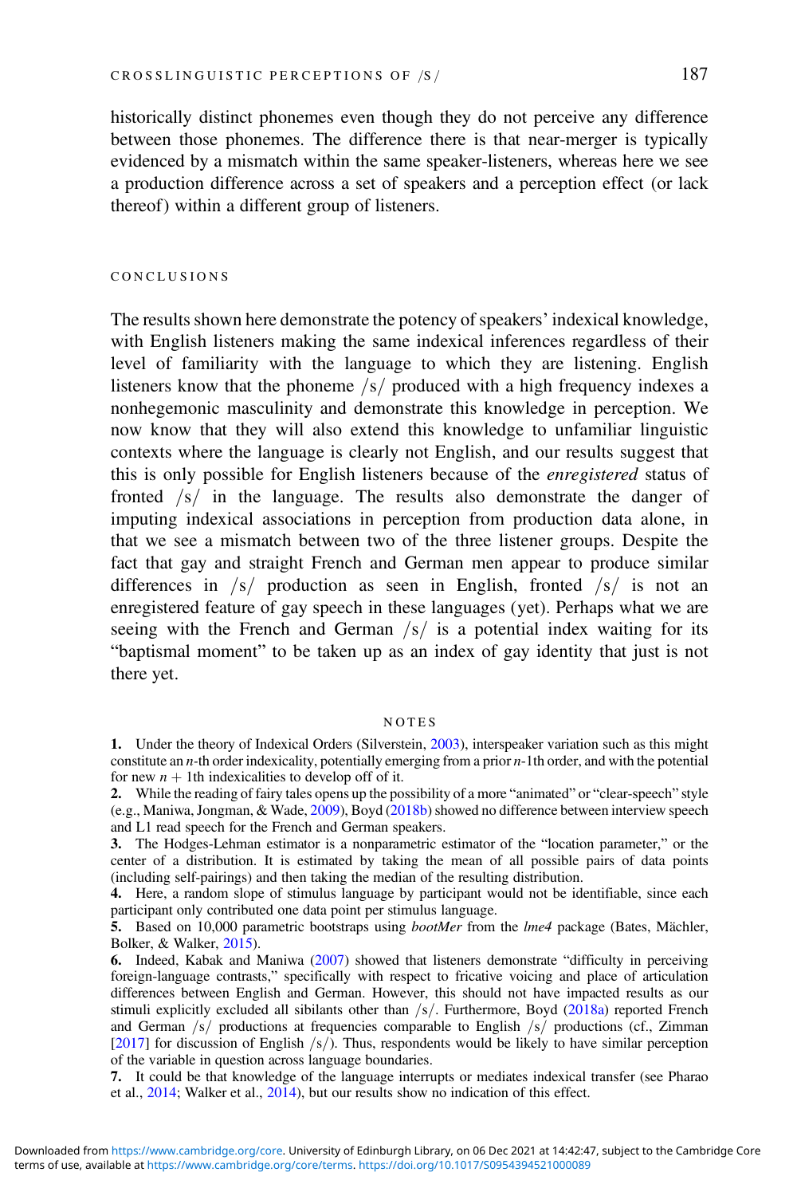historically distinct phonemes even though they do not perceive any difference between those phonemes. The difference there is that near-merger is typically evidenced by a mismatch within the same speaker-listeners, whereas here we see a production difference across a set of speakers and a perception effect (or lack thereof) within a different group of listeners.

## CONCLUSIONS

The results shown here demonstrate the potency of speakers' indexical knowledge, with English listeners making the same indexical inferences regardless of their level of familiarity with the language to which they are listening. English listeners know that the phoneme /s/ produced with a high frequency indexes a nonhegemonic masculinity and demonstrate this knowledge in perception. We now know that they will also extend this knowledge to unfamiliar linguistic contexts where the language is clearly not English, and our results suggest that this is only possible for English listeners because of the *enregistered* status of fronted /s/ in the language. The results also demonstrate the danger of imputing indexical associations in perception from production data alone, in that we see a mismatch between two of the three listener groups. Despite the fact that gay and straight French and German men appear to produce similar differences in /s/ production as seen in English, fronted /s/ is not an enregistered feature of gay speech in these languages (yet). Perhaps what we are seeing with the French and German /s/ is a potential index waiting for its "baptismal moment" to be taken up as an index of gay identity that just is not there yet.

## NOTES

**1.** Under the theory of Indexical Orders (Silverstein, 2003), interspeaker variation such as this might constitute an $n$-th order indexicality, potentially emerging from a prior $n$-1th order, and with the potential for new $n + 1$th indexicalities to develop off of it.

**2.** While the reading of fairy tales opens up the possibility of a more "animated" or "clear-speech" style (e.g., Maniwa, Jongman, & Wade, 2009), Boyd (2018b) showed no difference between interview speech and L1 read speech for the French and German speakers.

**3.** The Hodges-Lehman estimator is a nonparametric estimator of the "location parameter," or the center of a distribution. It is estimated by taking the mean of all possible pairs of data points (including self-pairings) and then taking the median of the resulting distribution.

**4.** Here, a random slope of stimulus language by participant would not be identifiable, since each participant only contributed one data point per stimulus language.

**5.** Based on 10,000 parametric bootstraps using *bootMer* from the *lme4* package (Bates, Mächler, Bolker, & Walker, 2015).

**6.** Indeed, Kabak and Maniwa (2007) showed that listeners demonstrate "difficulty in perceiving foreign-language contrasts," specifically with respect to fricative voicing and place of articulation differences between English and German. However, this should not have impacted results as our stimuli explicitly excluded all sibilants other than /s/. Furthermore, Boyd (2018a) reported French and German /s/ productions at frequencies comparable to English /s/ productions (cf., Zimman [2017] for discussion of English /s/). Thus, respondents would be likely to have similar perception of the variable in question across language boundaries.

**7.** It could be that knowledge of the language interrupts or mediates indexical transfer (see Pharao et al., 2014; Walker et al., 2014), but our results show no indication of this effect.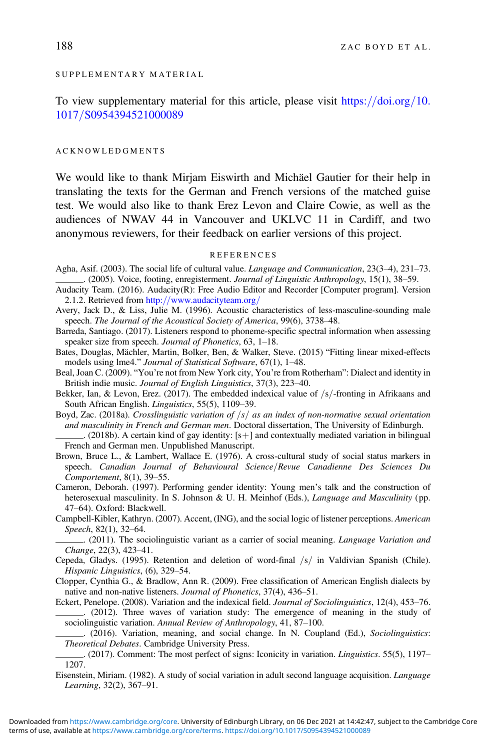## SUPPLEMENTARY MATERIAL

To view supplementary material for this article, please visit https://doi.org/10.1017/S0954394521000089

## ACKNOWLEDGMENTS

We would like to thank Mirjam Eiswirth and Michäel Gautier for their help in translating the texts for the German and French versions of the matched guise test. We would also like to thank Erez Levon and Claire Cowie, as well as the audiences of NWAV 44 in Vancouver and UKLVC 11 in Cardiff, and two anonymous reviewers, for their feedback on earlier versions of this project.

## REFERENCES

Agha, Asif. (2003). The social life of cultural value. *Language and Communication*, 23(3–4), 231–73.

______. (2005). Voice, footing, enregisterment. *Journal of Linguistic Anthropology*, 15(1), 38–59.

Audacity Team. (2016). Audacity(R): Free Audio Editor and Recorder [Computer program]. Version 2.1.2. Retrieved from http://www.audacityteam.org/

Avery, Jack D., & Liss, Julie M. (1996). Acoustic characteristics of less-masculine-sounding male speech. *The Journal of the Acoustical Society of America*, 99(6), 3738–48.

Barreda, Santiago. (2017). Listeners respond to phoneme-specific spectral information when assessing speaker size from speech. *Journal of Phonetics*, 63, 1–18.

Bates, Douglas, Mächler, Martin, Bolker, Ben, & Walker, Steve. (2015) "Fitting linear mixed-effects models using lme4." *Journal of Statistical Software*, 67(1), 1–48.

Beal, Joan C. (2009). "You're not from New York city, You're from Rotherham": Dialect and identity in British indie music. *Journal of English Linguistics*, 37(3), 223–40.

Bekker, Ian, & Levon, Erez. (2017). The embedded indexical value of /s/-fronting in Afrikaans and South African English. *Linguistics*, 55(5), 1109–39.

Boyd, Zac. (2018a). *Crosslinguistic variation of /s/ as an index of non-normative sexual orientation and masculinity in French and German men*. Doctoral dissertation, The University of Edinburgh.

______. (2018b). A certain kind of gay identity: [s+] and contextually mediated variation in bilingual French and German men. Unpublished Manuscript.

Brown, Bruce L., & Lambert, Wallace E. (1976). A cross-cultural study of social status markers in speech. *Canadian Journal of Behavioural Science/Revue Canadienne Des Sciences Du Comportement*, 8(1), 39–55.

Cameron, Deborah. (1997). Performing gender identity: Young men's talk and the construction of heterosexual masculinity. In S. Johnson & U. H. Meinhof (Eds.), *Language and Masculinity* (pp. 47–64). Oxford: Blackwell.

Campbell-Kibler, Kathryn. (2007). Accent, (ING), and the social logic of listener perceptions. *American Speech*, 82(1), 32–64.

______. (2011). The sociolinguistic variant as a carrier of social meaning. *Language Variation and Change*, 22(3), 423–41.

Cepeda, Gladys. (1995). Retention and deletion of word-final /s/ in Valdivian Spanish (Chile). *Hispanic Linguistics*, (6), 329–54.

Clopper, Cynthia G., & Bradlow, Ann R. (2009). Free classification of American English dialects by native and non-native listeners. *Journal of Phonetics*, 37(4), 436–51.

Eckert, Penelope. (2008). Variation and the indexical field. *Journal of Sociolinguistics*, 12(4), 453–76.

______. (2012). Three waves of variation study: The emergence of meaning in the study of sociolinguistic variation. *Annual Review of Anthropology*, 41, 87–100.

______. (2016). Variation, meaning, and social change. In N. Coupland (Ed.), *Sociolinguistics: Theoretical Debates*. Cambridge University Press.

______. (2017). Comment: The most perfect of signs: Iconicity in variation. *Linguistics*. 55(5), 1197–1207.

Eisenstein, Miriam. (1982). A study of social variation in adult second language acquisition. *Language Learning*, 32(2), 367–91.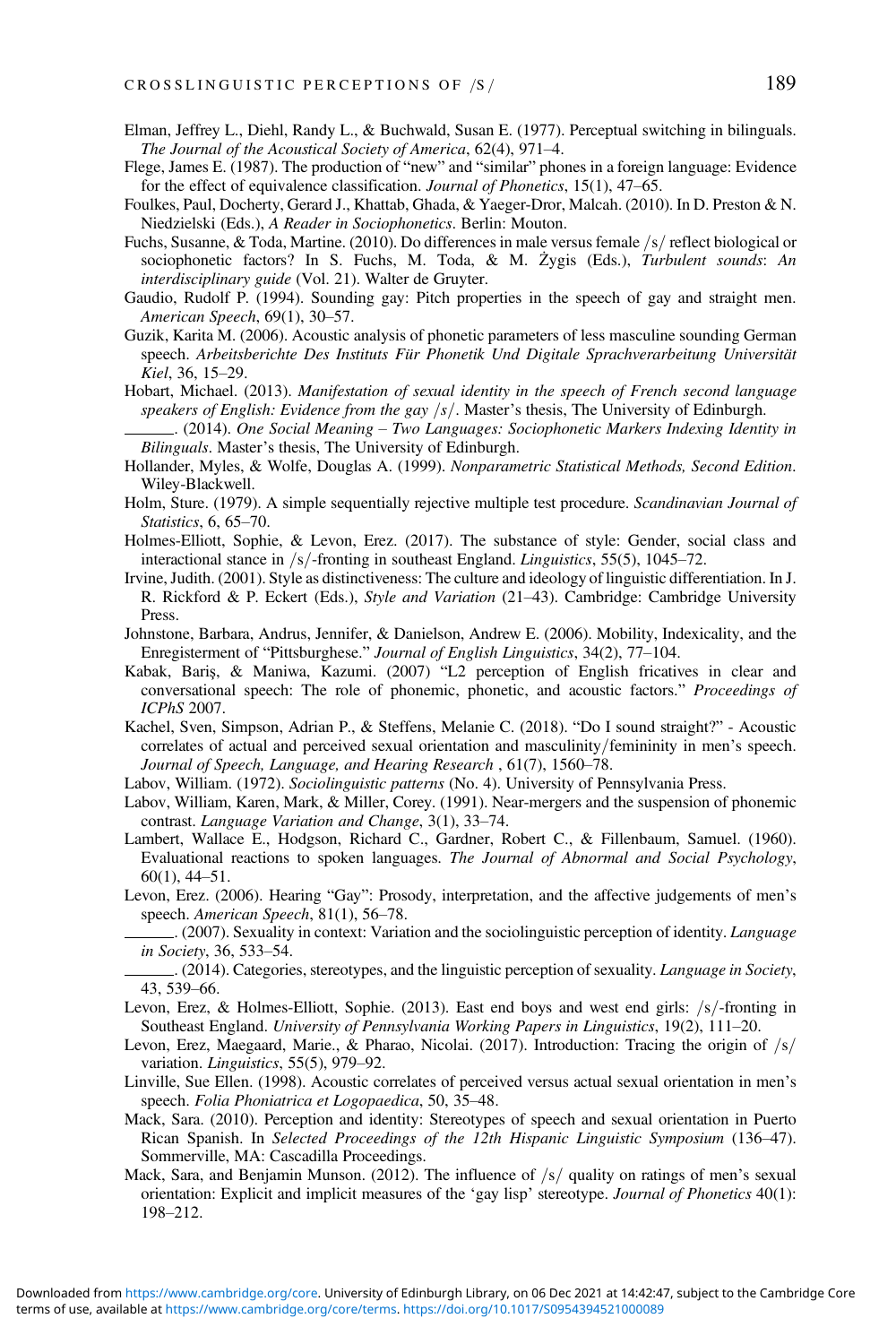Elman, Jeffrey L., Diehl, Randy L., & Buchwald, Susan E. (1977). Perceptual switching in bilinguals. *The Journal of the Acoustical Society of America*, 62(4), 971–4.

Flege, James E. (1987). The production of "new" and "similar" phones in a foreign language: Evidence for the effect of equivalence classification. *Journal of Phonetics*, 15(1), 47–65.

Foulkes, Paul, Docherty, Gerard J., Khattab, Ghada, & Yaeger-Dror, Malcah. (2010). In D. Preston & N. Niedzielski (Eds.), *A Reader in Sociophonetics*. Berlin: Mouton.

Fuchs, Susanne, & Toda, Martine. (2010). Do differences in male versus female /s/ reflect biological or sociophonetic factors? In S. Fuchs, M. Toda, & M. Żygis (Eds.), *Turbulent sounds*: *An interdisciplinary guide* (Vol. 21). Walter de Gruyter.

Gaudio, Rudolf P. (1994). Sounding gay: Pitch properties in the speech of gay and straight men. *American Speech*, 69(1), 30–57.

Guzik, Karita M. (2006). Acoustic analysis of phonetic parameters of less masculine sounding German speech. *Arbeitsberichte Des Instituts Für Phonetik Und Digitale Sprachverarbeitung Universität Kiel*, 36, 15–29.

Hobart, Michael. (2013). *Manifestation of sexual identity in the speech of French second language speakers of English: Evidence from the gay /s/*. Master's thesis, The University of Edinburgh.

______. (2014). *One Social Meaning – Two Languages: Sociophonetic Markers Indexing Identity in Bilinguals*. Master's thesis, The University of Edinburgh.

Hollander, Myles, & Wolfe, Douglas A. (1999). *Nonparametric Statistical Methods, Second Edition*. Wiley-Blackwell.

Holm, Sture. (1979). A simple sequentially rejective multiple test procedure. *Scandinavian Journal of Statistics*, 6, 65–70.

Holmes-Elliott, Sophie, & Levon, Erez. (2017). The substance of style: Gender, social class and interactional stance in /s/-fronting in southeast England. *Linguistics*, 55(5), 1045–72.

Irvine, Judith. (2001). Style as distinctiveness: The culture and ideology of linguistic differentiation. In J. R. Rickford & P. Eckert (Eds.), *Style and Variation* (21–43). Cambridge: Cambridge University Press.

Johnstone, Barbara, Andrus, Jennifer, & Danielson, Andrew E. (2006). Mobility, Indexicality, and the Enregisterment of "Pittsburghese." *Journal of English Linguistics*, 34(2), 77–104.

Kabak, Bariş, & Maniwa, Kazumi. (2007) "L2 perception of English fricatives in clear and conversational speech: The role of phonemic, phonetic, and acoustic factors." *Proceedings of ICPhS* 2007.

Kachel, Sven, Simpson, Adrian P., & Steffens, Melanie C. (2018). "Do I sound straight?" - Acoustic correlates of actual and perceived sexual orientation and masculinity/femininity in men's speech. *Journal of Speech, Language, and Hearing Research* , 61(7), 1560–78.

Labov, William. (1972). *Sociolinguistic patterns* (No. 4). University of Pennsylvania Press.

Labov, William, Karen, Mark, & Miller, Corey. (1991). Near-mergers and the suspension of phonemic contrast. *Language Variation and Change*, 3(1), 33–74.

Lambert, Wallace E., Hodgson, Richard C., Gardner, Robert C., & Fillenbaum, Samuel. (1960). Evaluational reactions to spoken languages. *The Journal of Abnormal and Social Psychology*, 60(1), 44–51.

Levon, Erez. (2006). Hearing "Gay": Prosody, interpretation, and the affective judgements of men's speech. *American Speech*, 81(1), 56–78.

______. (2007). Sexuality in context: Variation and the sociolinguistic perception of identity. *Language in Society*, 36, 533–54.

______. (2014). Categories, stereotypes, and the linguistic perception of sexuality. *Language in Society*, 43, 539–66.

Levon, Erez, & Holmes-Elliott, Sophie. (2013). East end boys and west end girls: /s/-fronting in Southeast England. *University of Pennsylvania Working Papers in Linguistics*, 19(2), 111–20.

Levon, Erez, Maegaard, Marie., & Pharao, Nicolai. (2017). Introduction: Tracing the origin of /s/ variation. *Linguistics*, 55(5), 979–92.

Linville, Sue Ellen. (1998). Acoustic correlates of perceived versus actual sexual orientation in men's speech. *Folia Phoniatrica et Logopaedica*, 50, 35–48.

Mack, Sara. (2010). Perception and identity: Stereotypes of speech and sexual orientation in Puerto Rican Spanish. In *Selected Proceedings of the 12th Hispanic Linguistic Symposium* (136–47). Sommerville, MA: Cascadilla Proceedings.

Mack, Sara, and Benjamin Munson. (2012). The influence of /s/ quality on ratings of men's sexual orientation: Explicit and implicit measures of the 'gay lisp' stereotype. *Journal of Phonetics* 40(1): 198–212.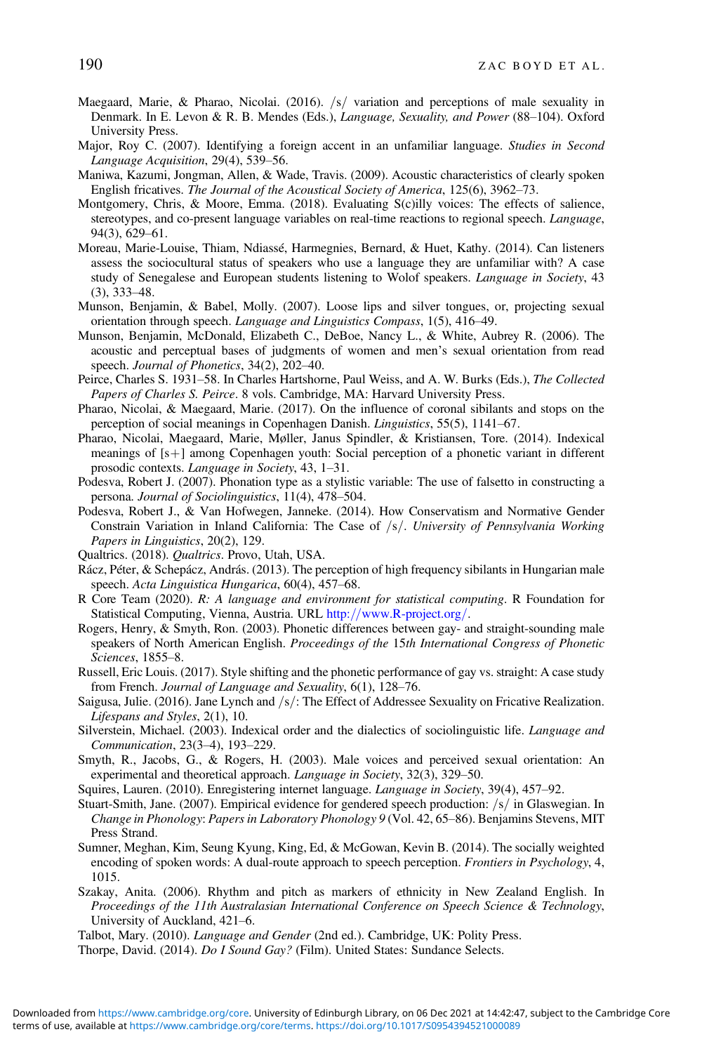Maegaard, Marie, & Pharao, Nicolai. (2016). /s/ variation and perceptions of male sexuality in Denmark. In E. Levon & R. B. Mendes (Eds.), *Language, Sexuality, and Power* (88–104). Oxford University Press.

Major, Roy C. (2007). Identifying a foreign accent in an unfamiliar language. *Studies in Second Language Acquisition*, 29(4), 539–56.

Maniwa, Kazumi, Jongman, Allen, & Wade, Travis. (2009). Acoustic characteristics of clearly spoken English fricatives. *The Journal of the Acoustical Society of America*, 125(6), 3962–73.

Montgomery, Chris, & Moore, Emma. (2018). Evaluating S(c)illy voices: The effects of salience, stereotypes, and co-present language variables on real-time reactions to regional speech. *Language*, 94(3), 629–61.

Moreau, Marie-Louise, Thiam, Ndiassé, Harmegnies, Bernard, & Huet, Kathy. (2014). Can listeners assess the sociocultural status of speakers who use a language they are unfamiliar with? A case study of Senegalese and European students listening to Wolof speakers. *Language in Society*, 43 (3), 333–48.

Munson, Benjamin, & Babel, Molly. (2007). Loose lips and silver tongues, or, projecting sexual orientation through speech. *Language and Linguistics Compass*, 1(5), 416–49.

Munson, Benjamin, McDonald, Elizabeth C., DeBoe, Nancy L., & White, Aubrey R. (2006). The acoustic and perceptual bases of judgments of women and men's sexual orientation from read speech. *Journal of Phonetics*, 34(2), 202–40.

Peirce, Charles S. 1931–58. In Charles Hartshorne, Paul Weiss, and A. W. Burks (Eds.), *The Collected Papers of Charles S. Peirce*. 8 vols. Cambridge, MA: Harvard University Press.

Pharao, Nicolai, & Maegaard, Marie. (2017). On the influence of coronal sibilants and stops on the perception of social meanings in Copenhagen Danish. *Linguistics*, 55(5), 1141–67.

Pharao, Nicolai, Maegaard, Marie, Møller, Janus Spindler, & Kristiansen, Tore. (2014). Indexical meanings of [s+] among Copenhagen youth: Social perception of a phonetic variant in different prosodic contexts. *Language in Society*, 43, 1–31.

Podesva, Robert J. (2007). Phonation type as a stylistic variable: The use of falsetto in constructing a persona. *Journal of Sociolinguistics*, 11(4), 478–504.

Podesva, Robert J., & Van Hofwegen, Janneke. (2014). How Conservatism and Normative Gender Constrain Variation in Inland California: The Case of /s/. *University of Pennsylvania Working Papers in Linguistics*, 20(2), 129.

Qualtrics. (2018). *Qualtrics*. Provo, Utah, USA.

Rácz, Péter, & Schepácz, András. (2013). The perception of high frequency sibilants in Hungarian male speech. *Acta Linguistica Hungarica*, 60(4), 457–68.

R Core Team (2020). *R: A language and environment for statistical computing*. R Foundation for Statistical Computing, Vienna, Austria. URL http://www.R-project.org/.

Rogers, Henry, & Smyth, Ron. (2003). Phonetic differences between gay- and straight-sounding male speakers of North American English. *Proceedings of the 15th International Congress of Phonetic Sciences*, 1855–8.

Russell, Eric Louis. (2017). Style shifting and the phonetic performance of gay vs. straight: A case study from French. *Journal of Language and Sexuality*, 6(1), 128–76.

Saigusa, Julie. (2016). Jane Lynch and /s/: The Effect of Addressee Sexuality on Fricative Realization. *Lifespans and Styles*, 2(1), 10.

Silverstein, Michael. (2003). Indexical order and the dialectics of sociolinguistic life. *Language and Communication*, 23(3–4), 193–229.

Smyth, R., Jacobs, G., & Rogers, H. (2003). Male voices and perceived sexual orientation: An experimental and theoretical approach. *Language in Society*, 32(3), 329–50.

Squires, Lauren. (2010). Enregistering internet language. *Language in Society*, 39(4), 457–92.

Stuart-Smith, Jane. (2007). Empirical evidence for gendered speech production: /s/ in Glaswegian. In *Change in Phonology*: *Papers in Laboratory Phonology 9* (Vol. 42, 65–86). Benjamins Stevens, MIT Press Strand.

Sumner, Meghan, Kim, Seung Kyung, King, Ed, & McGowan, Kevin B. (2014). The socially weighted encoding of spoken words: A dual-route approach to speech perception. *Frontiers in Psychology*, 4, 1015.

Szakay, Anita. (2006). Rhythm and pitch as markers of ethnicity in New Zealand English. In *Proceedings of the 11th Australasian International Conference on Speech Science & Technology*, University of Auckland, 421–6.

Talbot, Mary. (2010). *Language and Gender* (2nd ed.). Cambridge, UK: Polity Press.

Thorpe, David. (2014). *Do I Sound Gay?* (Film). United States: Sundance Selects.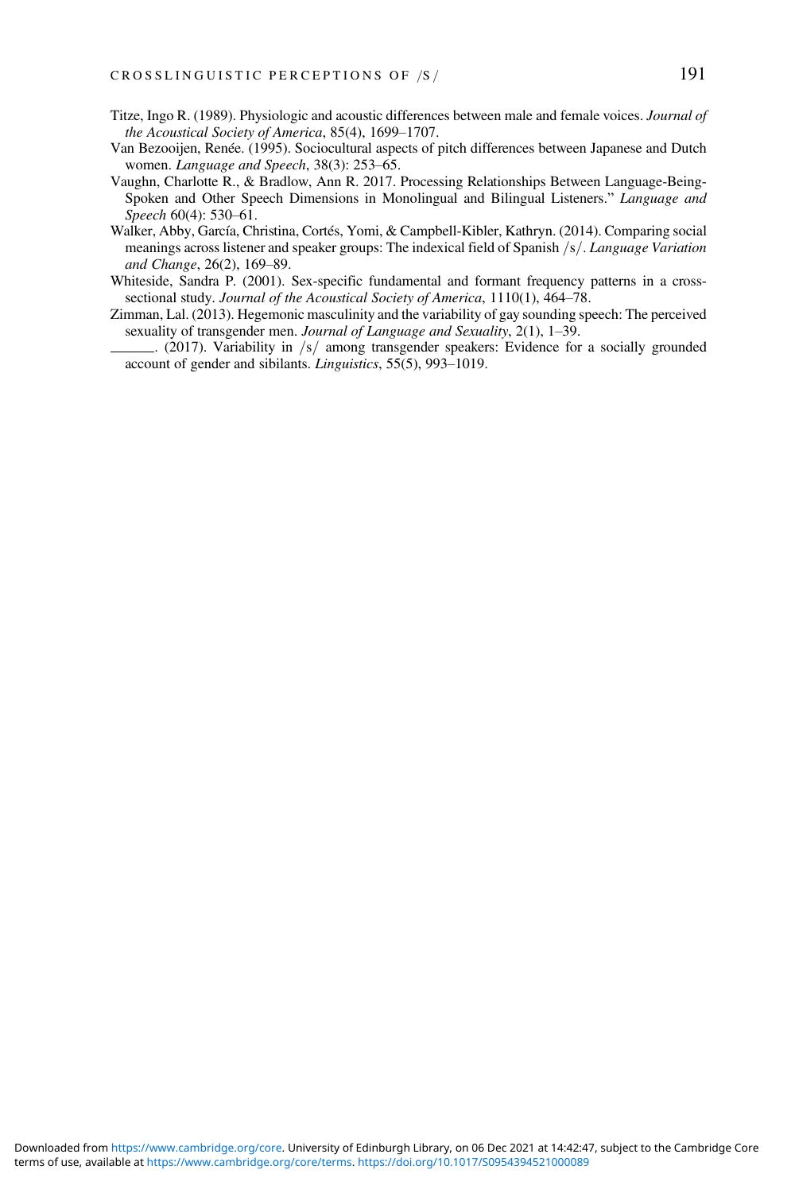Titze, Ingo R. (1989). Physiologic and acoustic differences between male and female voices. *Journal of the Acoustical Society of America*, 85(4), 1699–1707.

Van Bezooijen, Renée. (1995). Sociocultural aspects of pitch differences between Japanese and Dutch women. *Language and Speech*, 38(3): 253–65.

Vaughn, Charlotte R., & Bradlow, Ann R. 2017. Processing Relationships Between Language-Being-Spoken and Other Speech Dimensions in Monolingual and Bilingual Listeners." *Language and Speech* 60(4): 530–61.

Walker, Abby, García, Christina, Cortés, Yomi, & Campbell-Kibler, Kathryn. (2014). Comparing social meanings across listener and speaker groups: The indexical field of Spanish /s/. *Language Variation and Change*, 26(2), 169–89.

Whiteside, Sandra P. (2001). Sex-specific fundamental and formant frequency patterns in a cross-sectional study. *Journal of the Acoustical Society of America*, 1110(1), 464–78.

Zimman, Lal. (2013). Hegemonic masculinity and the variability of gay sounding speech: The perceived sexuality of transgender men. *Journal of Language and Sexuality*, 2(1), 1–39.

______. (2017). Variability in /s/ among transgender speakers: Evidence for a socially grounded account of gender and sibilants. *Linguistics*, 55(5), 993–1019.